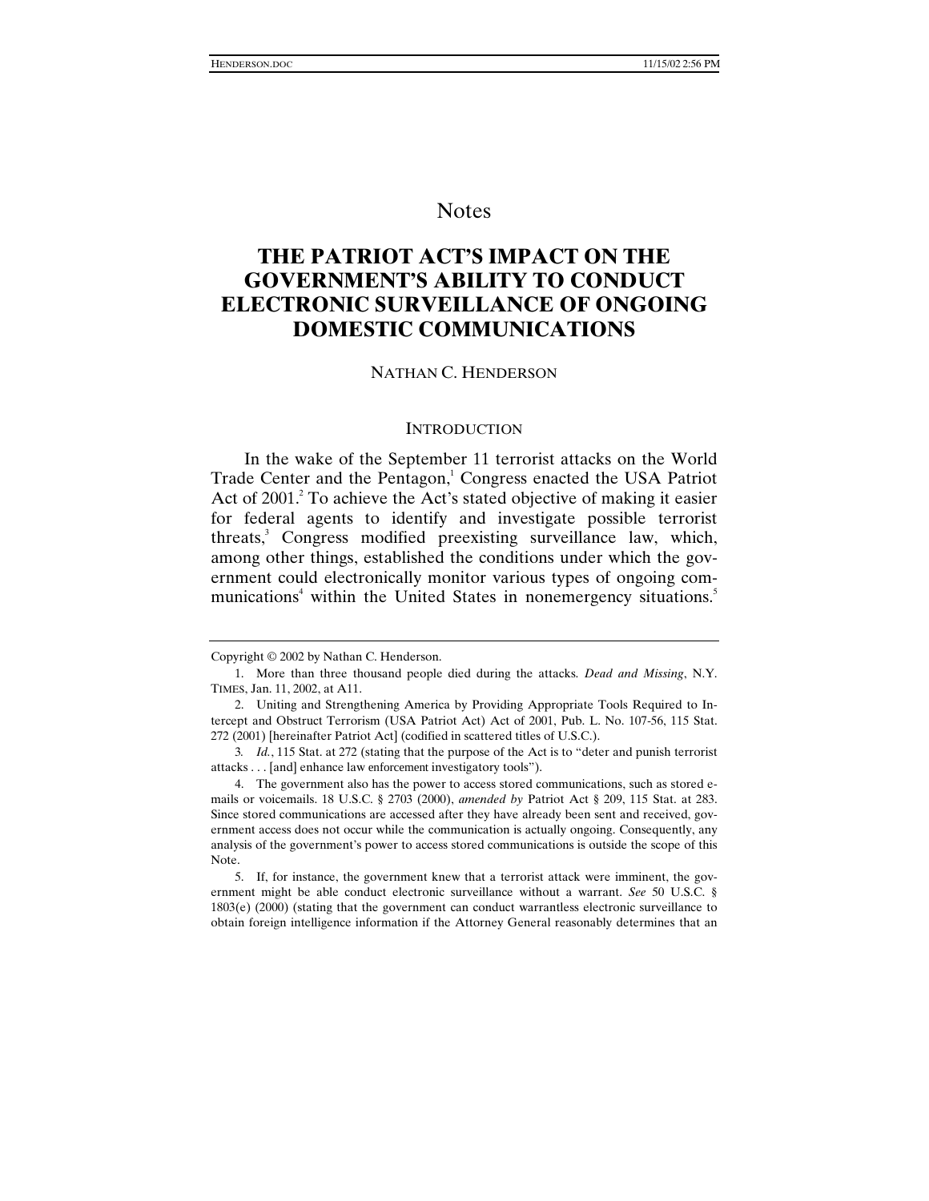Notes

# THE PATRIOT ACT'S IMPACT ON THE GOVERNMENT'S ABILITY TO CONDUCT ELECTRONIC SURVEILLANCE OF ONGOING DOMESTIC COMMUNICATIONS

NATHAN C. HENDERSON

## INTRODUCTION

In the wake of the September 11 terrorist attacks on the World Trade Center and the Pentagon,[1] Congress enacted the USA Patriot Act of 2001.[2] To achieve the Act's stated objective of making it easier for federal agents to identify and investigate possible terrorist threats,[3] Congress modified preexisting surveillance law, which, among other things, established the conditions under which the government could electronically monitor various types of ongoing communications[4] within the United States in nonemergency situations.[5]

---

Copyright © 2002 by Nathan C. Henderson.

1. More than three thousand people died during the attacks. *Dead and Missing*, N.Y. TIMES, Jan. 11, 2002, at A11.

2. Uniting and Strengthening America by Providing Appropriate Tools Required to Intercept and Obstruct Terrorism (USA Patriot Act) Act of 2001, Pub. L. No. 107-56, 115 Stat. 272 (2001) [hereinafter Patriot Act] (codified in scattered titles of U.S.C.).

3. *Id.*, 115 Stat. at 272 (stating that the purpose of the Act is to "deter and punish terrorist attacks . . . [and] enhance law enforcement investigatory tools").

4. The government also has the power to access stored communications, such as stored e-mails or voicemails. 18 U.S.C. § 2703 (2000), *amended by* Patriot Act § 209, 115 Stat. at 283. Since stored communications are accessed after they have already been sent and received, government access does not occur while the communication is actually ongoing. Consequently, any analysis of the government's power to access stored communications is outside the scope of this Note.

5. If, for instance, the government knew that a terrorist attack were imminent, the government might be able conduct electronic surveillance without a warrant. *See* 50 U.S.C. § 1803(e) (2000) (stating that the government can conduct warrantless electronic surveillance to obtain foreign intelligence information if the Attorney General reasonably determines that an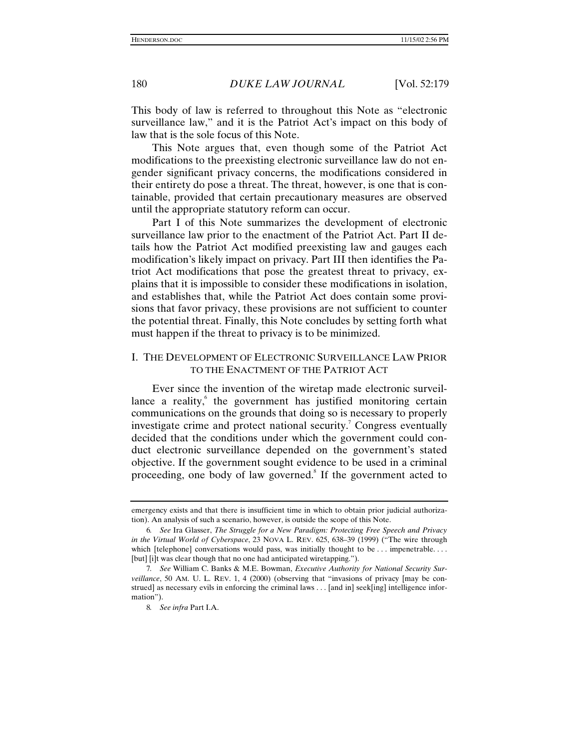This body of law is referred to throughout this Note as "electronic surveillance law," and it is the Patriot Act's impact on this body of law that is the sole focus of this Note.

This Note argues that, even though some of the Patriot Act modifications to the preexisting electronic surveillance law do not engender significant privacy concerns, the modifications considered in their entirety do pose a threat. The threat, however, is one that is containable, provided that certain precautionary measures are observed until the appropriate statutory reform can occur.

Part I of this Note summarizes the development of electronic surveillance law prior to the enactment of the Patriot Act. Part II details how the Patriot Act modified preexisting law and gauges each modification's likely impact on privacy. Part III then identifies the Patriot Act modifications that pose the greatest threat to privacy, explains that it is impossible to consider these modifications in isolation, and establishes that, while the Patriot Act does contain some provisions that favor privacy, these provisions are not sufficient to counter the potential threat. Finally, this Note concludes by setting forth what must happen if the threat to privacy is to be minimized.

## I. The Development of Electronic Surveillance Law Prior to the Enactment of the Patriot Act

Ever since the invention of the wiretap made electronic surveillance a reality,[6] the government has justified monitoring certain communications on the grounds that doing so is necessary to properly investigate crime and protect national security.[7] Congress eventually decided that the conditions under which the government could conduct electronic surveillance depended on the government's stated objective. If the government sought evidence to be used in a criminal proceeding, one body of law governed.[8] If the government acted to

---

emergency exists and that there is insufficient time in which to obtain prior judicial authorization). An analysis of such a scenario, however, is outside the scope of this Note.

6. *See* Ira Glasser, *The Struggle for a New Paradigm: Protecting Free Speech and Privacy in the Virtual World of Cyberspace*, 23 Nova L. Rev. 625, 638–39 (1999) ("The wire through which [telephone] conversations would pass, was initially thought to be . . . impenetrable. . . . [but] [i]t was clear though that no one had anticipated wiretapping.").

7. *See* William C. Banks & M.E. Bowman, *Executive Authority for National Security Surveillance*, 50 Am. U. L. Rev. 1, 4 (2000) (observing that "invasions of privacy [may be construed] as necessary evils in enforcing the criminal laws . . . [and in] seek[ing] intelligence information").

8. *See infra* Part I.A.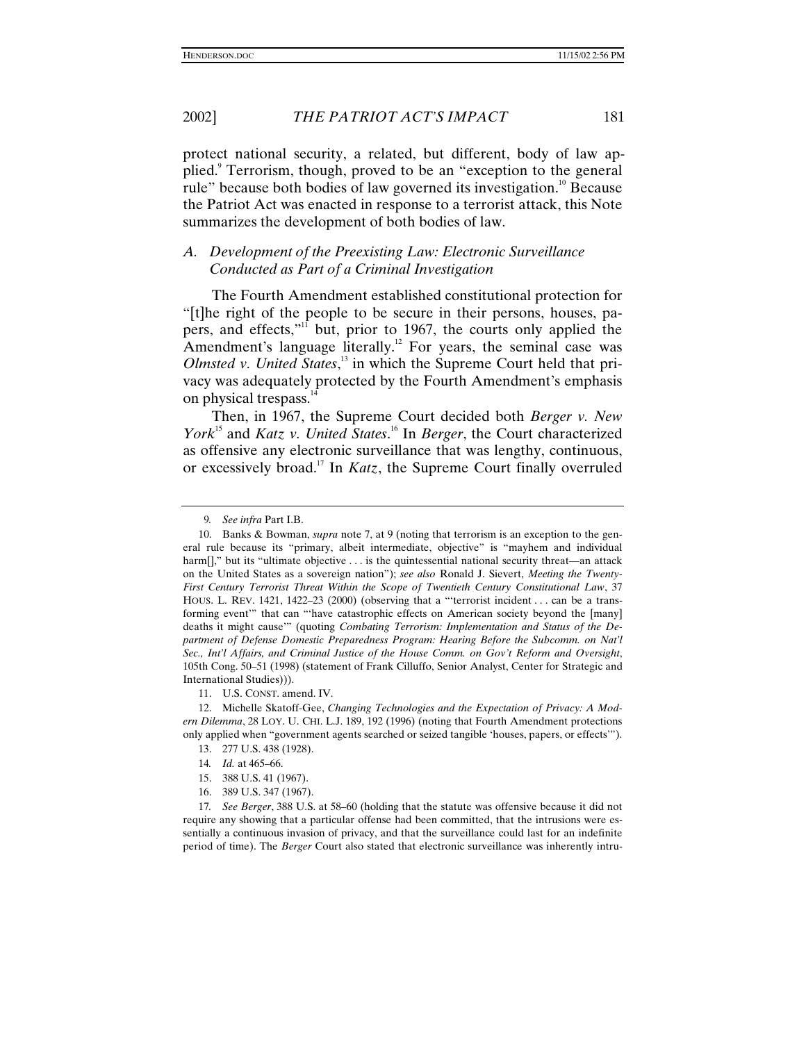protect national security, a related, but different, body of law applied.[9] Terrorism, though, proved to be an "exception to the general rule" because both bodies of law governed its investigation.[10] Because the Patriot Act was enacted in response to a terrorist attack, this Note summarizes the development of both bodies of law.

### *A. Development of the Preexisting Law: Electronic Surveillance Conducted as Part of a Criminal Investigation*

The Fourth Amendment established constitutional protection for "[t]he right of the people to be secure in their persons, houses, papers, and effects,"[11] but, prior to 1967, the courts only applied the Amendment's language literally.[12] For years, the seminal case was *Olmsted v. United States*,[13] in which the Supreme Court held that privacy was adequately protected by the Fourth Amendment's emphasis on physical trespass.[14]

Then, in 1967, the Supreme Court decided both *Berger v. New York*[15] and *Katz v. United States*.[16] In *Berger*, the Court characterized as offensive any electronic surveillance that was lengthy, continuous, or excessively broad.[17] In *Katz*, the Supreme Court finally overruled

---

9. *See infra* Part I.B.

10. Banks & Bowman, *supra* note 7, at 9 (noting that terrorism is an exception to the general rule because its "primary, albeit intermediate, objective" is "mayhem and individual harm[]," but its "ultimate objective . . . is the quintessential national security threat—an attack on the United States as a sovereign nation"); *see also* Ronald J. Sievert, *Meeting the Twenty-First Century Terrorist Threat Within the Scope of Twentieth Century Constitutional Law*, 37 HOUS. L. REV. 1421, 1422–23 (2000) (observing that a "'terrorist incident . . . can be a transforming event'" that can "'have catastrophic effects on American society beyond the [many] deaths it might cause'" (quoting *Combating Terrorism: Implementation and Status of the Department of Defense Domestic Preparedness Program: Hearing Before the Subcomm. on Nat'l Sec., Int'l Affairs, and Criminal Justice of the House Comm. on Gov't Reform and Oversight*, 105th Cong. 50–51 (1998) (statement of Frank Cilluffo, Senior Analyst, Center for Strategic and International Studies))).

11. U.S. CONST. amend. IV.

12. Michelle Skatoff-Gee, *Changing Technologies and the Expectation of Privacy: A Modern Dilemma*, 28 LOY. U. CHI. L.J. 189, 192 (1996) (noting that Fourth Amendment protections only applied when "government agents searched or seized tangible 'houses, papers, or effects'").

13. 277 U.S. 438 (1928).

14. *Id.* at 465–66.

15. 388 U.S. 41 (1967).

16. 389 U.S. 347 (1967).

17. *See Berger*, 388 U.S. at 58–60 (holding that the statute was offensive because it did not require any showing that a particular offense had been committed, that the intrusions were essentially a continuous invasion of privacy, and that the surveillance could last for an indefinite period of time). The *Berger* Court also stated that electronic surveillance was inherently intru-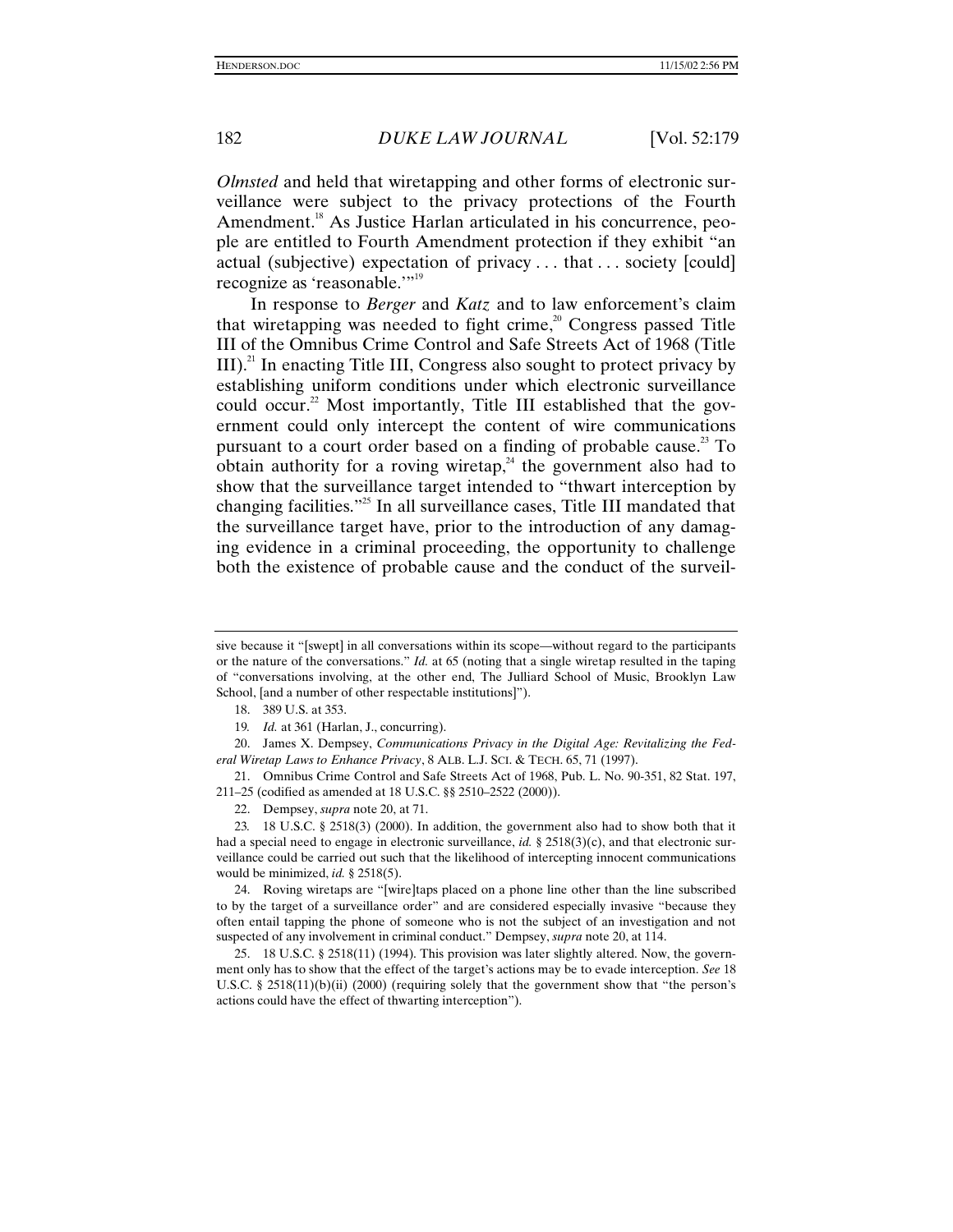*Olmsted* and held that wiretapping and other forms of electronic surveillance were subject to the privacy protections of the Fourth Amendment.[18] As Justice Harlan articulated in his concurrence, people are entitled to Fourth Amendment protection if they exhibit "an actual (subjective) expectation of privacy . . . that . . . society [could] recognize as 'reasonable.'"[19]

In response to *Berger* and *Katz* and to law enforcement's claim that wiretapping was needed to fight crime,[20] Congress passed Title III of the Omnibus Crime Control and Safe Streets Act of 1968 (Title III).[21] In enacting Title III, Congress also sought to protect privacy by establishing uniform conditions under which electronic surveillance could occur.[22] Most importantly, Title III established that the government could only intercept the content of wire communications pursuant to a court order based on a finding of probable cause.[23] To obtain authority for a roving wiretap,[24] the government also had to show that the surveillance target intended to "thwart interception by changing facilities."[25] In all surveillance cases, Title III mandated that the surveillance target have, prior to the introduction of any damaging evidence in a criminal proceeding, the opportunity to challenge both the existence of probable cause and the conduct of the surveil-

---

sive because it "[swept] in all conversations within its scope—without regard to the participants or the nature of the conversations." *Id.* at 65 (noting that a single wiretap resulted in the taping of "conversations involving, at the other end, The Julliard School of Music, Brooklyn Law School, [and a number of other respectable institutions]").

18. 389 U.S. at 353.

19. *Id.* at 361 (Harlan, J., concurring).

20. James X. Dempsey, *Communications Privacy in the Digital Age: Revitalizing the Federal Wiretap Laws to Enhance Privacy*, 8 ALB. L.J. SCI. & TECH. 65, 71 (1997).

21. Omnibus Crime Control and Safe Streets Act of 1968, Pub. L. No. 90-351, 82 Stat. 197, 211–25 (codified as amended at 18 U.S.C. §§ 2510–2522 (2000)).

22. Dempsey, *supra* note 20, at 71.

23. 18 U.S.C. § 2518(3) (2000). In addition, the government also had to show both that it had a special need to engage in electronic surveillance, *id.* § 2518(3)(c), and that electronic surveillance could be carried out such that the likelihood of intercepting innocent communications would be minimized, *id.* § 2518(5).

24. Roving wiretaps are "[wire]taps placed on a phone line other than the line subscribed to by the target of a surveillance order" and are considered especially invasive "because they often entail tapping the phone of someone who is not the subject of an investigation and not suspected of any involvement in criminal conduct." Dempsey, *supra* note 20, at 114.

25. 18 U.S.C. § 2518(11) (1994). This provision was later slightly altered. Now, the government only has to show that the effect of the target's actions may be to evade interception. *See* 18 U.S.C. § 2518(11)(b)(ii) (2000) (requiring solely that the government show that "the person's actions could have the effect of thwarting interception").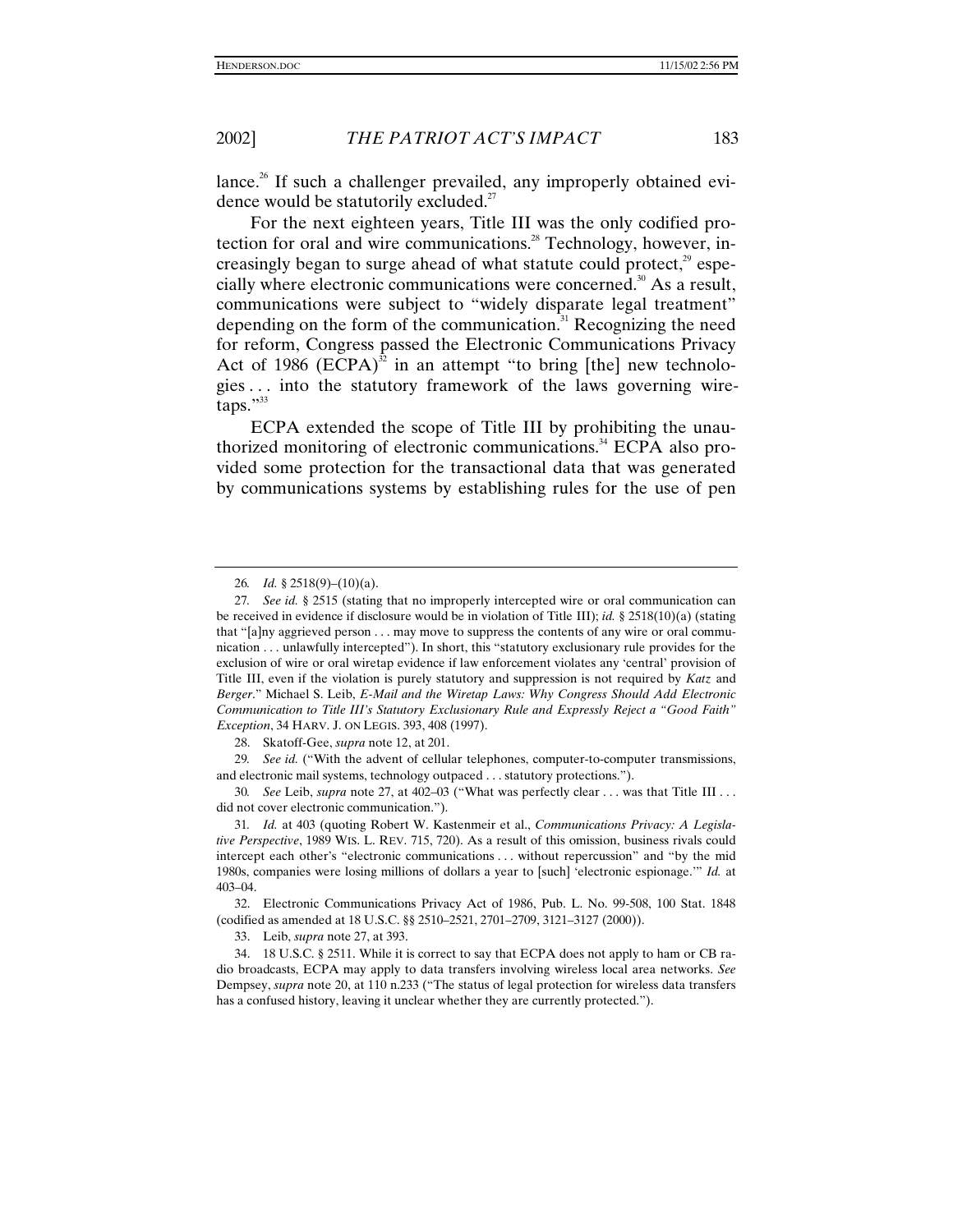lance.[26] If such a challenger prevailed, any improperly obtained evidence would be statutorily excluded.[27]

For the next eighteen years, Title III was the only codified protection for oral and wire communications.[28] Technology, however, increasingly began to surge ahead of what statute could protect,[29] especially where electronic communications were concerned.[30] As a result, communications were subject to "widely disparate legal treatment" depending on the form of the communication.[31] Recognizing the need for reform, Congress passed the Electronic Communications Privacy Act of 1986 (ECPA)[32] in an attempt "to bring [the] new technologies . . . into the statutory framework of the laws governing wiretaps."[33]

ECPA extended the scope of Title III by prohibiting the unauthorized monitoring of electronic communications.[34] ECPA also provided some protection for the transactional data that was generated by communications systems by establishing rules for the use of pen

---

26. *Id.* § 2518(9)–(10)(a).

27. *See id.* § 2515 (stating that no improperly intercepted wire or oral communication can be received in evidence if disclosure would be in violation of Title III); *id.* § 2518(10)(a) (stating that "[a]ny aggrieved person . . . may move to suppress the contents of any wire or oral communication . . . unlawfully intercepted"). In short, this "statutory exclusionary rule provides for the exclusion of wire or oral wiretap evidence if law enforcement violates any 'central' provision of Title III, even if the violation is purely statutory and suppression is not required by *Katz* and *Berger*." Michael S. Leib, *E-Mail and the Wiretap Laws: Why Congress Should Add Electronic Communication to Title III's Statutory Exclusionary Rule and Expressly Reject a "Good Faith" Exception*, 34 HARV. J. ON LEGIS. 393, 408 (1997).

28. Skatoff-Gee, *supra* note 12, at 201.

29. *See id.* ("With the advent of cellular telephones, computer-to-computer transmissions, and electronic mail systems, technology outpaced . . . statutory protections.").

30. *See* Leib, *supra* note 27, at 402–03 ("What was perfectly clear . . . was that Title III . . . did not cover electronic communication.").

31. *Id.* at 403 (quoting Robert W. Kastenmeir et al., *Communications Privacy: A Legislative Perspective*, 1989 WIS. L. REV. 715, 720). As a result of this omission, business rivals could intercept each other's "electronic communications . . . without repercussion" and "by the mid 1980s, companies were losing millions of dollars a year to [such] 'electronic espionage.'" *Id.* at 403–04.

32. Electronic Communications Privacy Act of 1986, Pub. L. No. 99-508, 100 Stat. 1848 (codified as amended at 18 U.S.C. §§ 2510–2521, 2701–2709, 3121–3127 (2000)).

33. Leib, *supra* note 27, at 393.

34. 18 U.S.C. § 2511. While it is correct to say that ECPA does not apply to ham or CB radio broadcasts, ECPA may apply to data transfers involving wireless local area networks. *See* Dempsey, *supra* note 20, at 110 n.233 ("The status of legal protection for wireless data transfers has a confused history, leaving it unclear whether they are currently protected.").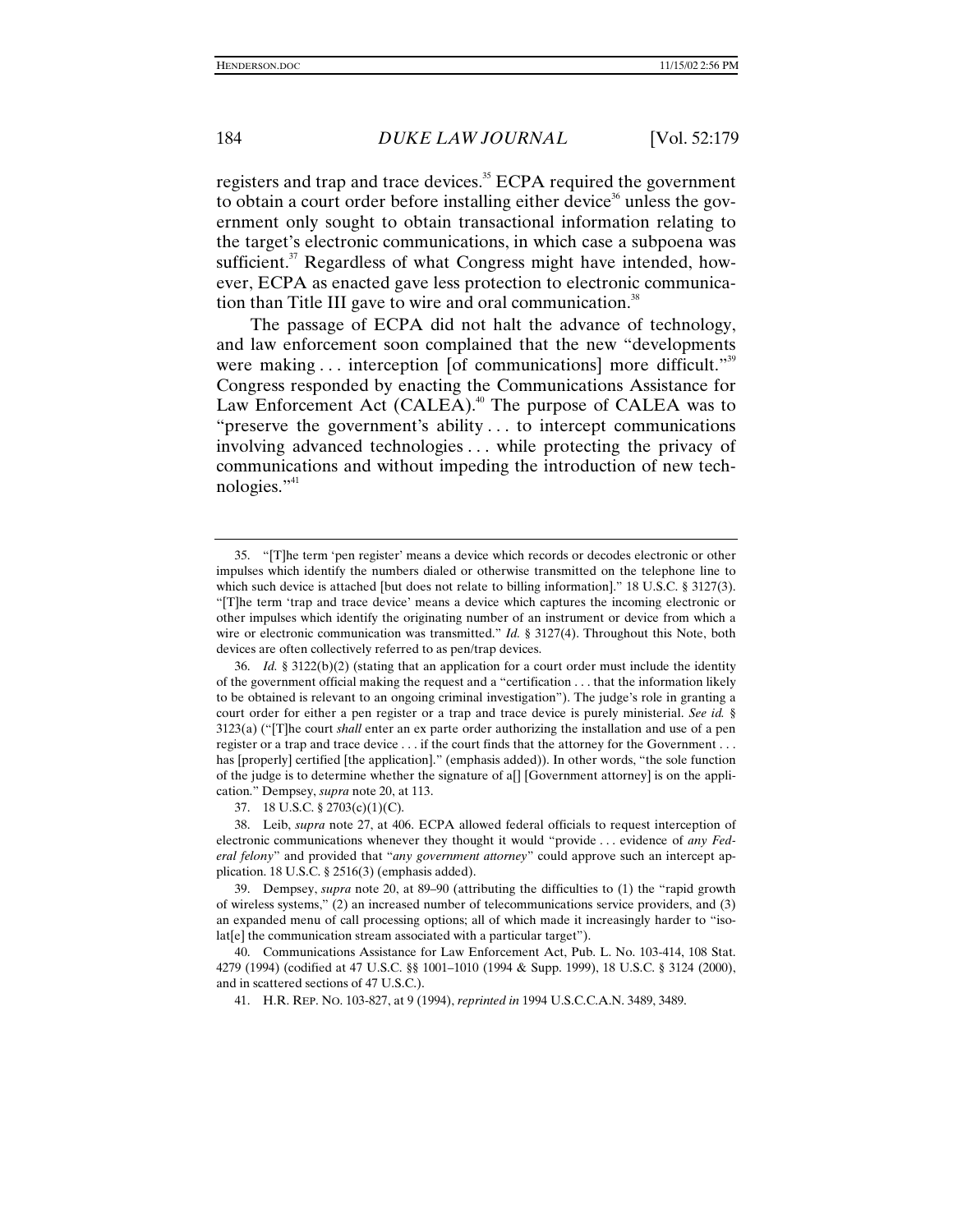registers and trap and trace devices.[35] ECPA required the government to obtain a court order before installing either device[36] unless the government only sought to obtain transactional information relating to the target's electronic communications, in which case a subpoena was sufficient.[37] Regardless of what Congress might have intended, however, ECPA as enacted gave less protection to electronic communication than Title III gave to wire and oral communication.[38]

The passage of ECPA did not halt the advance of technology, and law enforcement soon complained that the new "developments were making . . . interception [of communications] more difficult."[39] Congress responded by enacting the Communications Assistance for Law Enforcement Act (CALEA).[40] The purpose of CALEA was to "preserve the government's ability . . . to intercept communications involving advanced technologies . . . while protecting the privacy of communications and without impeding the introduction of new technologies."[41]

---

35. "[T]he term 'pen register' means a device which records or decodes electronic or other impulses which identify the numbers dialed or otherwise transmitted on the telephone line to which such device is attached [but does not relate to billing information]." 18 U.S.C. § 3127(3). "[T]he term 'trap and trace device' means a device which captures the incoming electronic or other impulses which identify the originating number of an instrument or device from which a wire or electronic communication was transmitted." *Id.* § 3127(4). Throughout this Note, both devices are often collectively referred to as pen/trap devices.

36. *Id.* § 3122(b)(2) (stating that an application for a court order must include the identity of the government official making the request and a "certification . . . that the information likely to be obtained is relevant to an ongoing criminal investigation"). The judge's role in granting a court order for either a pen register or a trap and trace device is purely ministerial. *See id.* § 3123(a) ("[T]he court *shall* enter an ex parte order authorizing the installation and use of a pen register or a trap and trace device . . . if the court finds that the attorney for the Government . . . has [properly] certified [the application]." (emphasis added)). In other words, "the sole function of the judge is to determine whether the signature of a[] [Government attorney] is on the application." Dempsey, *supra* note 20, at 113.

37. 18 U.S.C. § 2703(c)(1)(C).

38. Leib, *supra* note 27, at 406. ECPA allowed federal officials to request interception of electronic communications whenever they thought it would "provide . . . evidence of *any Federal felony*" and provided that "*any government attorney*" could approve such an intercept application. 18 U.S.C. § 2516(3) (emphasis added).

39. Dempsey, *supra* note 20, at 89–90 (attributing the difficulties to (1) the "rapid growth of wireless systems," (2) an increased number of telecommunications service providers, and (3) an expanded menu of call processing options; all of which made it increasingly harder to "isolat[e] the communication stream associated with a particular target").

40. Communications Assistance for Law Enforcement Act, Pub. L. No. 103-414, 108 Stat. 4279 (1994) (codified at 47 U.S.C. §§ 1001–1010 (1994 & Supp. 1999), 18 U.S.C. § 3124 (2000), and in scattered sections of 47 U.S.C.).

41. H.R. REP. NO. 103-827, at 9 (1994), *reprinted in* 1994 U.S.C.C.A.N. 3489, 3489.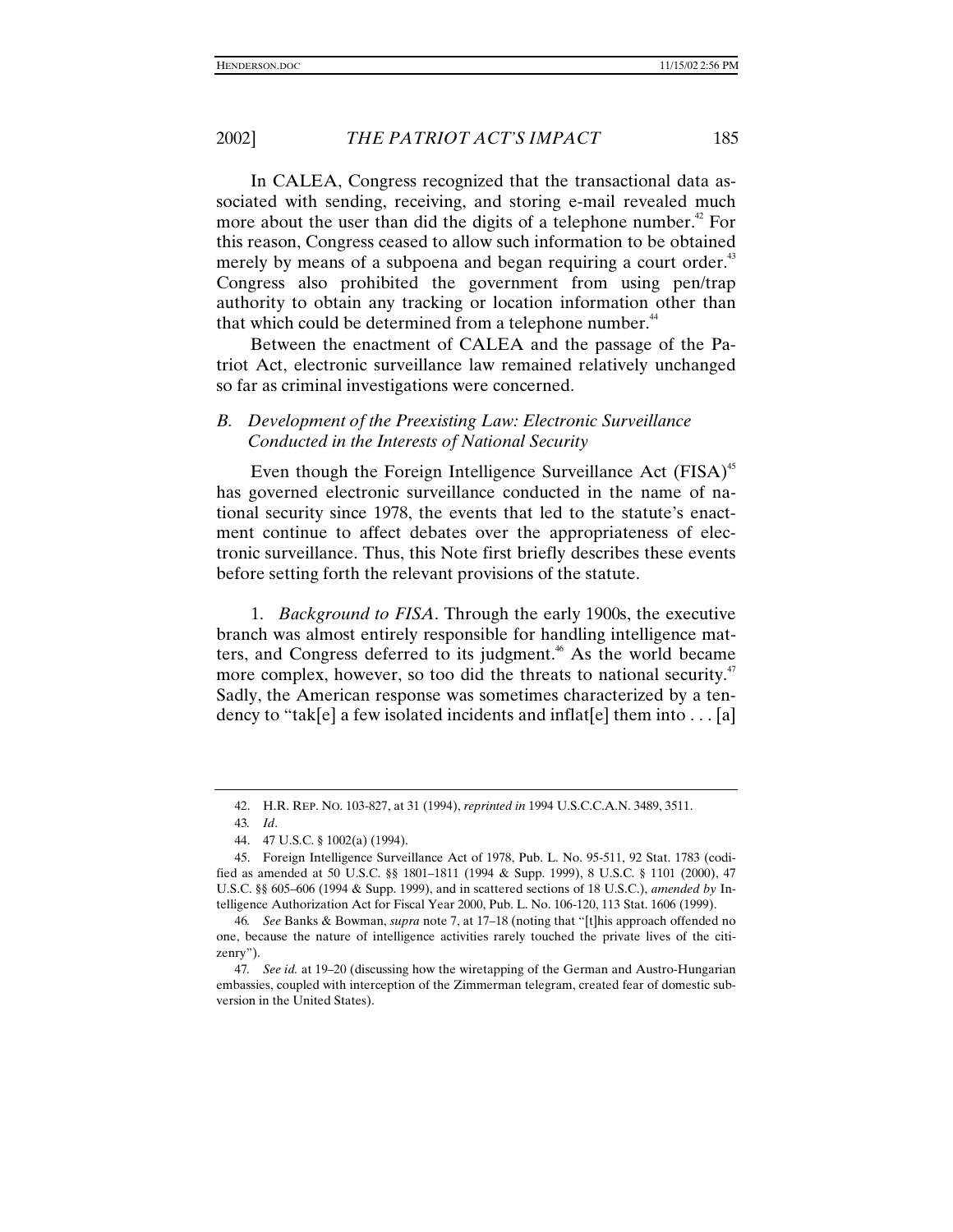In CALEA, Congress recognized that the transactional data associated with sending, receiving, and storing e-mail revealed much more about the user than did the digits of a telephone number.[42] For this reason, Congress ceased to allow such information to be obtained merely by means of a subpoena and began requiring a court order.[43] Congress also prohibited the government from using pen/trap authority to obtain any tracking or location information other than that which could be determined from a telephone number.[44]

Between the enactment of CALEA and the passage of the Patriot Act, electronic surveillance law remained relatively unchanged so far as criminal investigations were concerned.

### *B. Development of the Preexisting Law: Electronic Surveillance Conducted in the Interests of National Security*

Even though the Foreign Intelligence Surveillance Act (FISA)[45] has governed electronic surveillance conducted in the name of national security since 1978, the events that led to the statute's enactment continue to affect debates over the appropriateness of electronic surveillance. Thus, this Note first briefly describes these events before setting forth the relevant provisions of the statute.

1. *Background to FISA*. Through the early 1900s, the executive branch was almost entirely responsible for handling intelligence matters, and Congress deferred to its judgment.[46] As the world became more complex, however, so too did the threats to national security.[47] Sadly, the American response was sometimes characterized by a tendency to "tak[e] a few isolated incidents and inflat[e] them into . . . [a]

---

42. H.R. REP. NO. 103-827, at 31 (1994), *reprinted in* 1994 U.S.C.C.A.N. 3489, 3511.

43. *Id*.

44. 47 U.S.C. § 1002(a) (1994).

45. Foreign Intelligence Surveillance Act of 1978, Pub. L. No. 95-511, 92 Stat. 1783 (codified as amended at 50 U.S.C. §§ 1801–1811 (1994 & Supp. 1999), 8 U.S.C. § 1101 (2000), 47 U.S.C. §§ 605–606 (1994 & Supp. 1999), and in scattered sections of 18 U.S.C.), *amended by* Intelligence Authorization Act for Fiscal Year 2000, Pub. L. No. 106-120, 113 Stat. 1606 (1999).

46. *See* Banks & Bowman, *supra* note 7, at 17–18 (noting that "[t]his approach offended no one, because the nature of intelligence activities rarely touched the private lives of the citizenry").

47. *See id.* at 19–20 (discussing how the wiretapping of the German and Austro-Hungarian embassies, coupled with interception of the Zimmerman telegram, created fear of domestic subversion in the United States).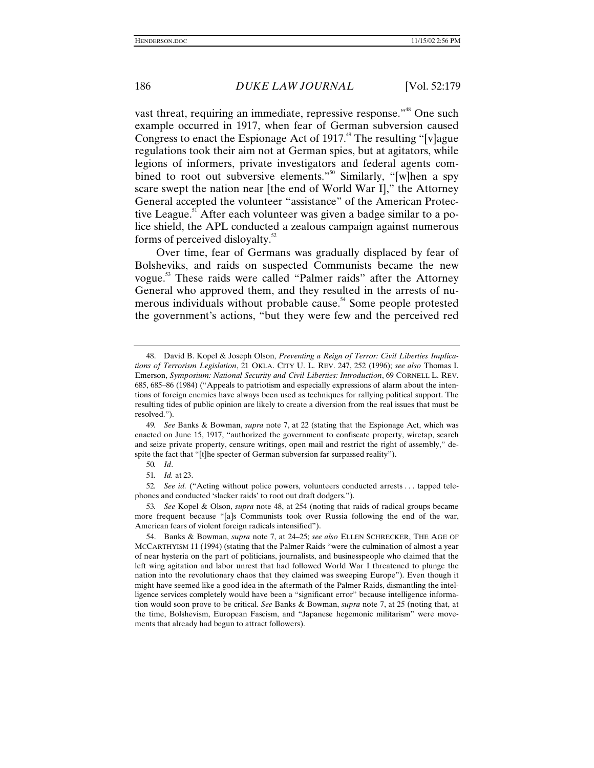vast threat, requiring an immediate, repressive response."[48] One such example occurred in 1917, when fear of German subversion caused Congress to enact the Espionage Act of 1917.[49] The resulting "[v]ague regulations took their aim not at German spies, but at agitators, while legions of informers, private investigators and federal agents combined to root out subversive elements."[50] Similarly, "[w]hen a spy scare swept the nation near [the end of World War I]," the Attorney General accepted the volunteer "assistance" of the American Protective League.[51] After each volunteer was given a badge similar to a police shield, the APL conducted a zealous campaign against numerous forms of perceived disloyalty.[52]

Over time, fear of Germans was gradually displaced by fear of Bolsheviks, and raids on suspected Communists became the new vogue.[53] These raids were called "Palmer raids" after the Attorney General who approved them, and they resulted in the arrests of numerous individuals without probable cause.[54] Some people protested the government's actions, "but they were few and the perceived red

---

48. David B. Kopel & Joseph Olson, *Preventing a Reign of Terror: Civil Liberties Implications of Terrorism Legislation*, 21 OKLA. CITY U. L. REV. 247, 252 (1996); *see also* Thomas I. Emerson, *Symposium: National Security and Civil Liberties: Introduction*, 69 CORNELL L. REV. 685, 685–86 (1984) ("Appeals to patriotism and especially expressions of alarm about the intentions of foreign enemies have always been used as techniques for rallying political support. The resulting tides of public opinion are likely to create a diversion from the real issues that must be resolved.").

49. *See* Banks & Bowman, *supra* note 7, at 22 (stating that the Espionage Act, which was enacted on June 15, 1917, "authorized the government to confiscate property, wiretap, search and seize private property, censure writings, open mail and restrict the right of assembly," despite the fact that "[t]he specter of German subversion far surpassed reality").

50. *Id*.

51. *Id.* at 23.

52. *See id.* ("Acting without police powers, volunteers conducted arrests . . . tapped telephones and conducted 'slacker raids' to root out draft dodgers.").

53. *See* Kopel & Olson, *supra* note 48, at 254 (noting that raids of radical groups became more frequent because "[a]s Communists took over Russia following the end of the war, American fears of violent foreign radicals intensified").

54. Banks & Bowman, *supra* note 7, at 24–25; *see also* ELLEN SCHRECKER, THE AGE OF MCCARTHYISM 11 (1994) (stating that the Palmer Raids "were the culmination of almost a year of near hysteria on the part of politicians, journalists, and businesspeople who claimed that the left wing agitation and labor unrest that had followed World War I threatened to plunge the nation into the revolutionary chaos that they claimed was sweeping Europe"). Even though it might have seemed like a good idea in the aftermath of the Palmer Raids, dismantling the intelligence services completely would have been a "significant error" because intelligence information would soon prove to be critical. *See* Banks & Bowman, *supra* note 7, at 25 (noting that, at the time, Bolshevism, European Fascism, and "Japanese hegemonic militarism" were movements that already had begun to attract followers).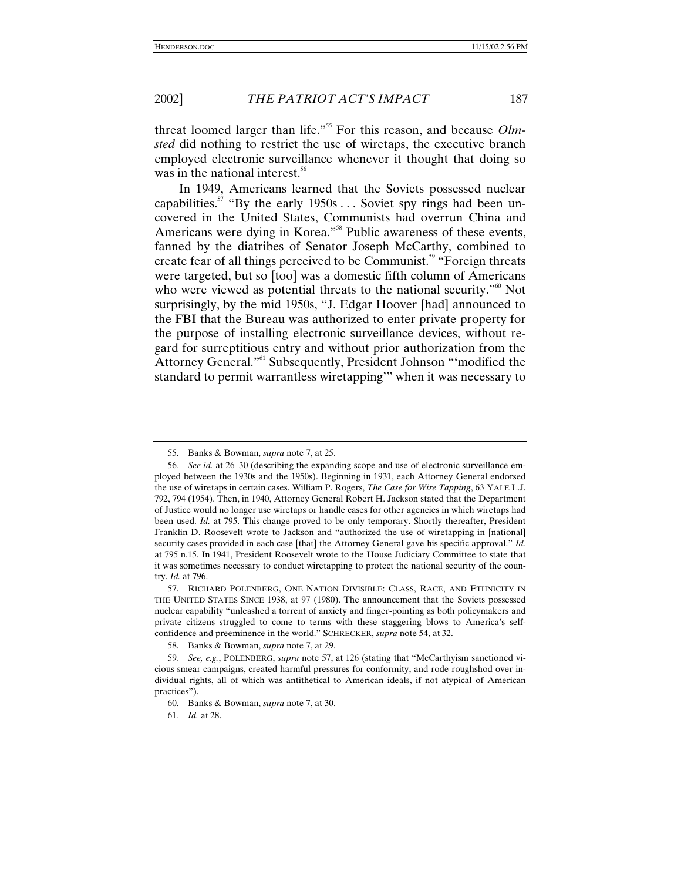threat loomed larger than life."[55] For this reason, and because *Olmsted* did nothing to restrict the use of wiretaps, the executive branch employed electronic surveillance whenever it thought that doing so was in the national interest.[56]

In 1949, Americans learned that the Soviets possessed nuclear capabilities.[57] "By the early 1950s . . . Soviet spy rings had been uncovered in the United States, Communists had overrun China and Americans were dying in Korea."[58] Public awareness of these events, fanned by the diatribes of Senator Joseph McCarthy, combined to create fear of all things perceived to be Communist.[59] "Foreign threats were targeted, but so [too] was a domestic fifth column of Americans who were viewed as potential threats to the national security."[60] Not surprisingly, by the mid 1950s, "J. Edgar Hoover [had] announced to the FBI that the Bureau was authorized to enter private property for the purpose of installing electronic surveillance devices, without regard for surreptitious entry and without prior authorization from the Attorney General."[61] Subsequently, President Johnson "'modified the standard to permit warrantless wiretapping'" when it was necessary to

---

55. Banks & Bowman, *supra* note 7, at 25.

56. *See id.* at 26–30 (describing the expanding scope and use of electronic surveillance employed between the 1930s and the 1950s). Beginning in 1931, each Attorney General endorsed the use of wiretaps in certain cases. William P. Rogers, *The Case for Wire Tapping*, 63 YALE L.J. 792, 794 (1954). Then, in 1940, Attorney General Robert H. Jackson stated that the Department of Justice would no longer use wiretaps or handle cases for other agencies in which wiretaps had been used. *Id.* at 795. This change proved to be only temporary. Shortly thereafter, President Franklin D. Roosevelt wrote to Jackson and "authorized the use of wiretapping in [national] security cases provided in each case [that] the Attorney General gave his specific approval." *Id.* at 795 n.15. In 1941, President Roosevelt wrote to the House Judiciary Committee to state that it was sometimes necessary to conduct wiretapping to protect the national security of the country. *Id.* at 796.

57. RICHARD POLENBERG, ONE NATION DIVISIBLE: CLASS, RACE, AND ETHNICITY IN THE UNITED STATES SINCE 1938, at 97 (1980). The announcement that the Soviets possessed nuclear capability "unleashed a torrent of anxiety and finger-pointing as both policymakers and private citizens struggled to come to terms with these staggering blows to America's self-confidence and preeminence in the world." SCHRECKER, *supra* note 54, at 32.

58. Banks & Bowman, *supra* note 7, at 29.

59. *See, e.g.*, POLENBERG, *supra* note 57, at 126 (stating that "McCarthyism sanctioned vicious smear campaigns, created harmful pressures for conformity, and rode roughshod over individual rights, all of which was antithetical to American ideals, if not atypical of American practices").

60. Banks & Bowman, *supra* note 7, at 30.

61. *Id.* at 28.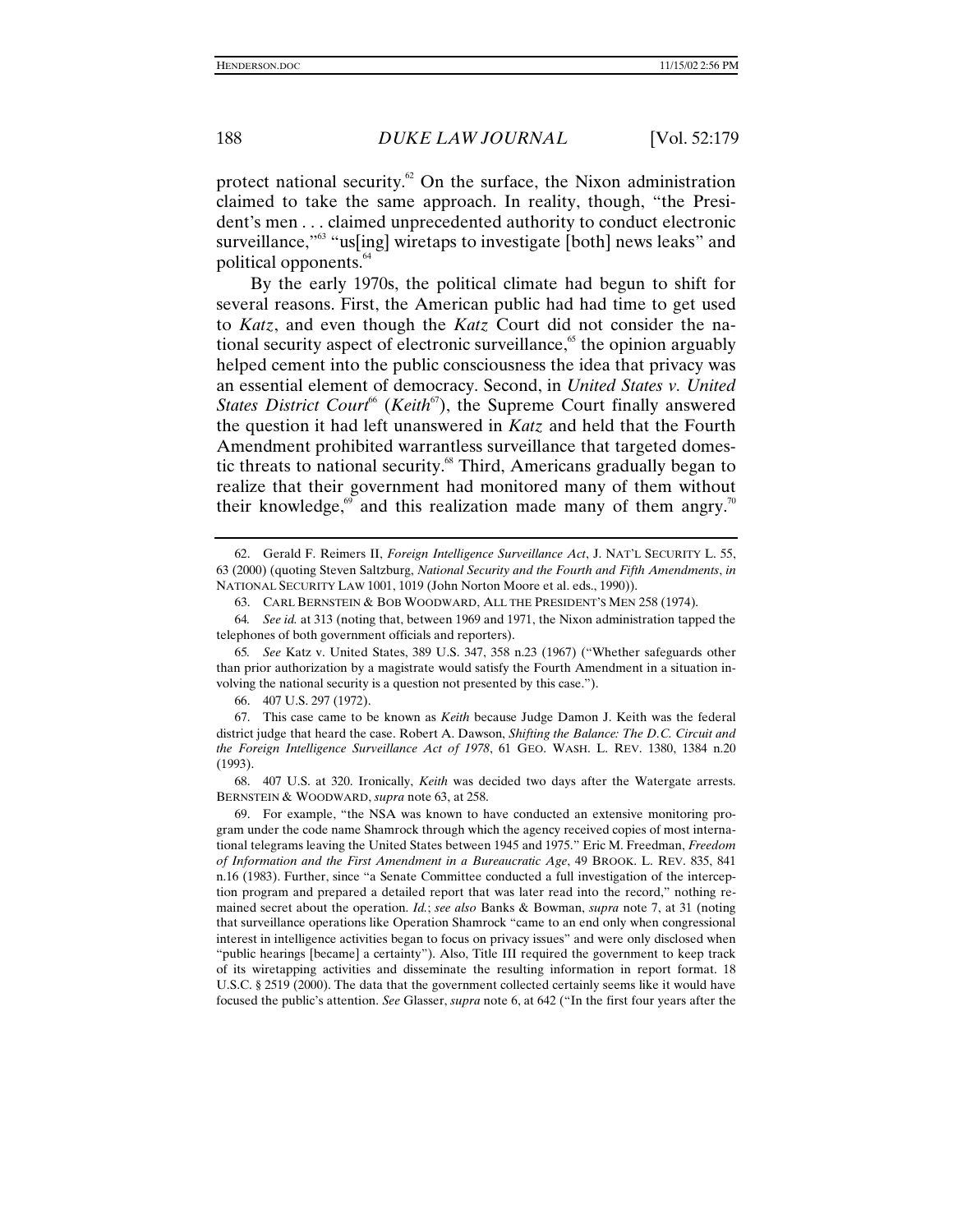protect national security.[62] On the surface, the Nixon administration claimed to take the same approach. In reality, though, "the President's men . . . claimed unprecedented authority to conduct electronic surveillance,"[63] "us[ing] wiretaps to investigate [both] news leaks" and political opponents.[64]

By the early 1970s, the political climate had begun to shift for several reasons. First, the American public had had time to get used to *Katz*, and even though the *Katz* Court did not consider the national security aspect of electronic surveillance,[65] the opinion arguably helped cement into the public consciousness the idea that privacy was an essential element of democracy. Second, in *United States v. United States District Court*[66] (*Keith*[67]), the Supreme Court finally answered the question it had left unanswered in *Katz* and held that the Fourth Amendment prohibited warrantless surveillance that targeted domestic threats to national security.[68] Third, Americans gradually began to realize that their government had monitored many of them without their knowledge,[69] and this realization made many of them angry.[70]

---

62. Gerald F. Reimers II, *Foreign Intelligence Surveillance Act*, J. NAT'L SECURITY L. 55, 63 (2000) (quoting Steven Saltzburg, *National Security and the Fourth and Fifth Amendments*, *in* NATIONAL SECURITY LAW 1001, 1019 (John Norton Moore et al. eds., 1990)).

63. CARL BERNSTEIN & BOB WOODWARD, ALL THE PRESIDENT'S MEN 258 (1974).

64. *See id.* at 313 (noting that, between 1969 and 1971, the Nixon administration tapped the telephones of both government officials and reporters).

65. *See* Katz v. United States, 389 U.S. 347, 358 n.23 (1967) ("Whether safeguards other than prior authorization by a magistrate would satisfy the Fourth Amendment in a situation involving the national security is a question not presented by this case.").

66. 407 U.S. 297 (1972).

67. This case came to be known as *Keith* because Judge Damon J. Keith was the federal district judge that heard the case. Robert A. Dawson, *Shifting the Balance: The D.C. Circuit and the Foreign Intelligence Surveillance Act of 1978*, 61 GEO. WASH. L. REV. 1380, 1384 n.20 (1993).

68. 407 U.S. at 320. Ironically, *Keith* was decided two days after the Watergate arrests. BERNSTEIN & WOODWARD, *supra* note 63, at 258.

69. For example, "the NSA was known to have conducted an extensive monitoring program under the code name Shamrock through which the agency received copies of most international telegrams leaving the United States between 1945 and 1975." Eric M. Freedman, *Freedom of Information and the First Amendment in a Bureaucratic Age*, 49 BROOK. L. REV. 835, 841 n.16 (1983). Further, since "a Senate Committee conducted a full investigation of the interception program and prepared a detailed report that was later read into the record," nothing remained secret about the operation. *Id.*; *see also* Banks & Bowman, *supra* note 7, at 31 (noting that surveillance operations like Operation Shamrock "came to an end only when congressional interest in intelligence activities began to focus on privacy issues" and were only disclosed when "public hearings [became] a certainty"). Also, Title III required the government to keep track of its wiretapping activities and disseminate the resulting information in report format. 18 U.S.C. § 2519 (2000). The data that the government collected certainly seems like it would have focused the public's attention. *See* Glasser, *supra* note 6, at 642 ("In the first four years after the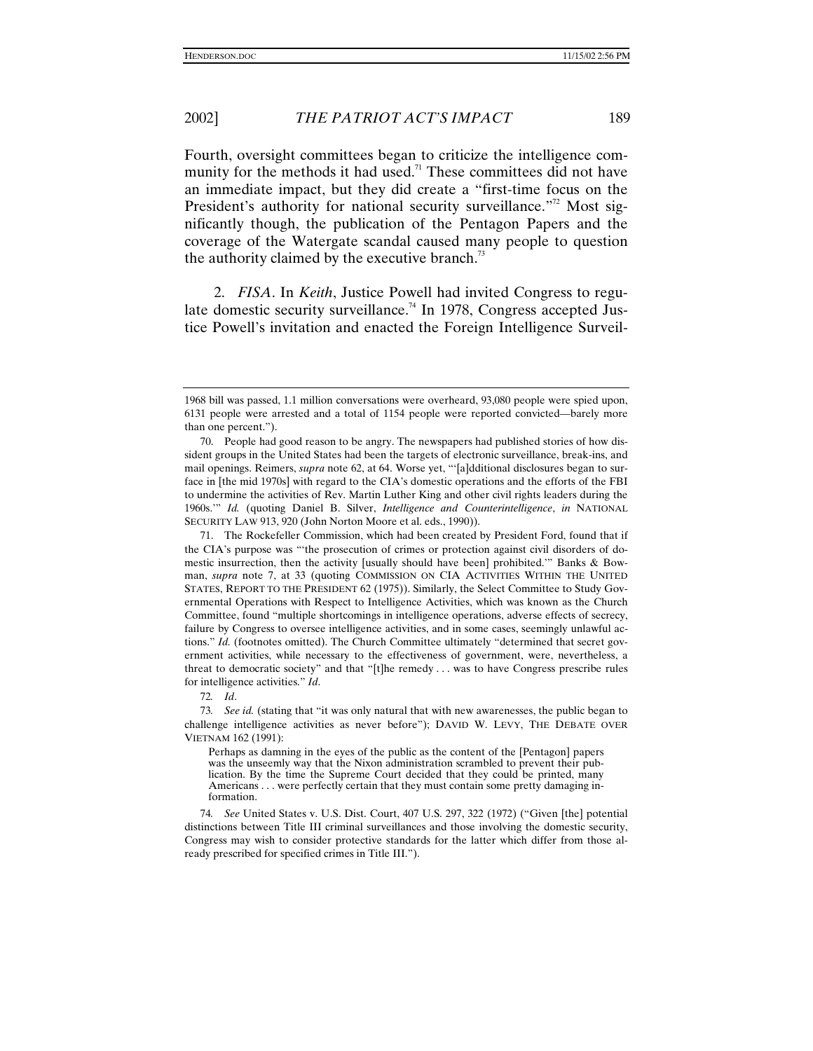Fourth, oversight committees began to criticize the intelligence community for the methods it had used.[71] These committees did not have an immediate impact, but they did create a "first-time focus on the President's authority for national security surveillance."[72] Most significantly though, the publication of the Pentagon Papers and the coverage of the Watergate scandal caused many people to question the authority claimed by the executive branch.[73]

2. *FISA*. In *Keith*, Justice Powell had invited Congress to regulate domestic security surveillance.[74] In 1978, Congress accepted Justice Powell's invitation and enacted the Foreign Intelligence Surveil-

---

1968 bill was passed, 1.1 million conversations were overheard, 93,080 people were spied upon, 6131 people were arrested and a total of 1154 people were reported convicted—barely more than one percent.").

70. People had good reason to be angry. The newspapers had published stories of how dissident groups in the United States had been the targets of electronic surveillance, break-ins, and mail openings. Reimers, *supra* note 62, at 64. Worse yet, "'[a]dditional disclosures began to surface in [the mid 1970s] with regard to the CIA's domestic operations and the efforts of the FBI to undermine the activities of Rev. Martin Luther King and other civil rights leaders during the 1960s.'" *Id.* (quoting Daniel B. Silver, *Intelligence and Counterintelligence*, *in* NATIONAL SECURITY LAW 913, 920 (John Norton Moore et al. eds., 1990)).

71. The Rockefeller Commission, which had been created by President Ford, found that if the CIA's purpose was "'the prosecution of crimes or protection against civil disorders of domestic insurrection, then the activity [usually should have been] prohibited.'" Banks & Bowman, *supra* note 7, at 33 (quoting COMMISSION ON CIA ACTIVITIES WITHIN THE UNITED STATES, REPORT TO THE PRESIDENT 62 (1975)). Similarly, the Select Committee to Study Governmental Operations with Respect to Intelligence Activities, which was known as the Church Committee, found "multiple shortcomings in intelligence operations, adverse effects of secrecy, failure by Congress to oversee intelligence activities, and in some cases, seemingly unlawful actions." *Id.* (footnotes omitted). The Church Committee ultimately "determined that secret government activities, while necessary to the effectiveness of government, were, nevertheless, a threat to democratic society" and that "[t]he remedy . . . was to have Congress prescribe rules for intelligence activities." *Id*.

72. *Id*.

73. *See id.* (stating that "it was only natural that with new awarenesses, the public began to challenge intelligence activities as never before"); DAVID W. LEVY, THE DEBATE OVER VIETNAM 162 (1991):

> Perhaps as damning in the eyes of the public as the content of the [Pentagon] papers was the unseemly way that the Nixon administration scrambled to prevent their publication. By the time the Supreme Court decided that they could be printed, many Americans . . . were perfectly certain that they must contain some pretty damaging information.

74. *See* United States v. U.S. Dist. Court, 407 U.S. 297, 322 (1972) ("Given [the] potential distinctions between Title III criminal surveillances and those involving the domestic security, Congress may wish to consider protective standards for the latter which differ from those already prescribed for specified crimes in Title III.").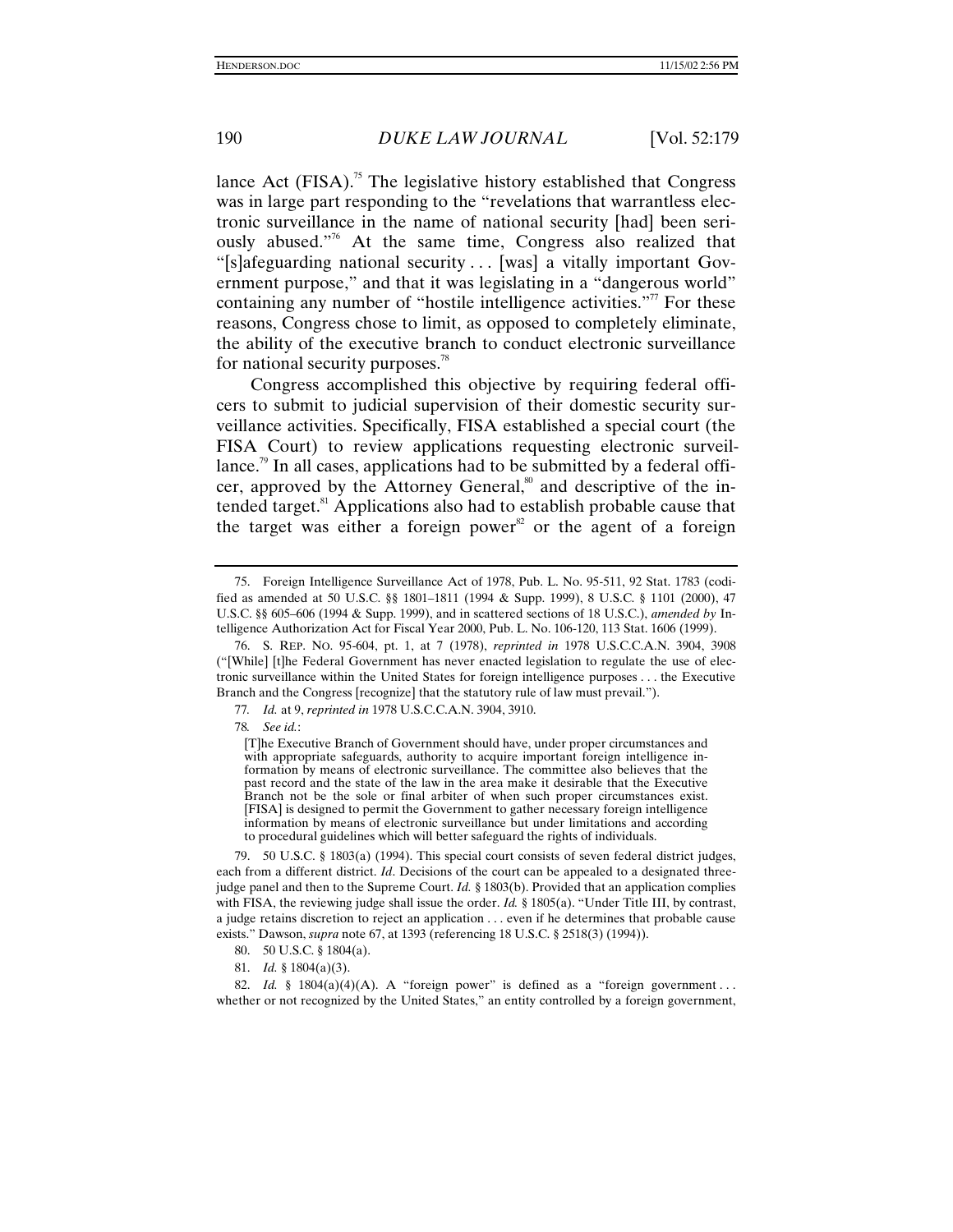lance Act (FISA).[75] The legislative history established that Congress was in large part responding to the "revelations that warrantless electronic surveillance in the name of national security [had] been seriously abused."[76] At the same time, Congress also realized that "[s]afeguarding national security . . . [was] a vitally important Government purpose," and that it was legislating in a "dangerous world" containing any number of "hostile intelligence activities."[77] For these reasons, Congress chose to limit, as opposed to completely eliminate, the ability of the executive branch to conduct electronic surveillance for national security purposes.[78]

Congress accomplished this objective by requiring federal officers to submit to judicial supervision of their domestic security surveillance activities. Specifically, FISA established a special court (the FISA Court) to review applications requesting electronic surveillance.[79] In all cases, applications had to be submitted by a federal officer, approved by the Attorney General,[80] and descriptive of the intended target.[81] Applications also had to establish probable cause that the target was either a foreign power[82] or the agent of a foreign

---

75. Foreign Intelligence Surveillance Act of 1978, Pub. L. No. 95-511, 92 Stat. 1783 (codified as amended at 50 U.S.C. §§ 1801–1811 (1994 & Supp. 1999), 8 U.S.C. § 1101 (2000), 47 U.S.C. §§ 605–606 (1994 & Supp. 1999), and in scattered sections of 18 U.S.C.), *amended by* Intelligence Authorization Act for Fiscal Year 2000, Pub. L. No. 106-120, 113 Stat. 1606 (1999).

76. S. REP. NO. 95-604, pt. 1, at 7 (1978), *reprinted in* 1978 U.S.C.C.A.N. 3904, 3908 ("[While] [t]he Federal Government has never enacted legislation to regulate the use of electronic surveillance within the United States for foreign intelligence purposes . . . the Executive Branch and the Congress [recognize] that the statutory rule of law must prevail.").

77. *Id.* at 9, *reprinted in* 1978 U.S.C.C.A.N. 3904, 3910.

78. *See id.*:

> [T]he Executive Branch of Government should have, under proper circumstances and with appropriate safeguards, authority to acquire important foreign intelligence information by means of electronic surveillance. The committee also believes that the past record and the state of the law in the area make it desirable that the Executive Branch not be the sole or final arbiter of when such proper circumstances exist. [FISA] is designed to permit the Government to gather necessary foreign intelligence information by means of electronic surveillance but under limitations and according to procedural guidelines which will better safeguard the rights of individuals.

79. 50 U.S.C. § 1803(a) (1994). This special court consists of seven federal district judges, each from a different district. *Id*. Decisions of the court can be appealed to a designated three-judge panel and then to the Supreme Court. *Id.* § 1803(b). Provided that an application complies with FISA, the reviewing judge shall issue the order. *Id.* § 1805(a). "Under Title III, by contrast, a judge retains discretion to reject an application . . . even if he determines that probable cause exists." Dawson, *supra* note 67, at 1393 (referencing 18 U.S.C. § 2518(3) (1994)).

80. 50 U.S.C. § 1804(a).

81. *Id.* § 1804(a)(3).

82. *Id.* § 1804(a)(4)(A). A "foreign power" is defined as a "foreign government . . . whether or not recognized by the United States," an entity controlled by a foreign government,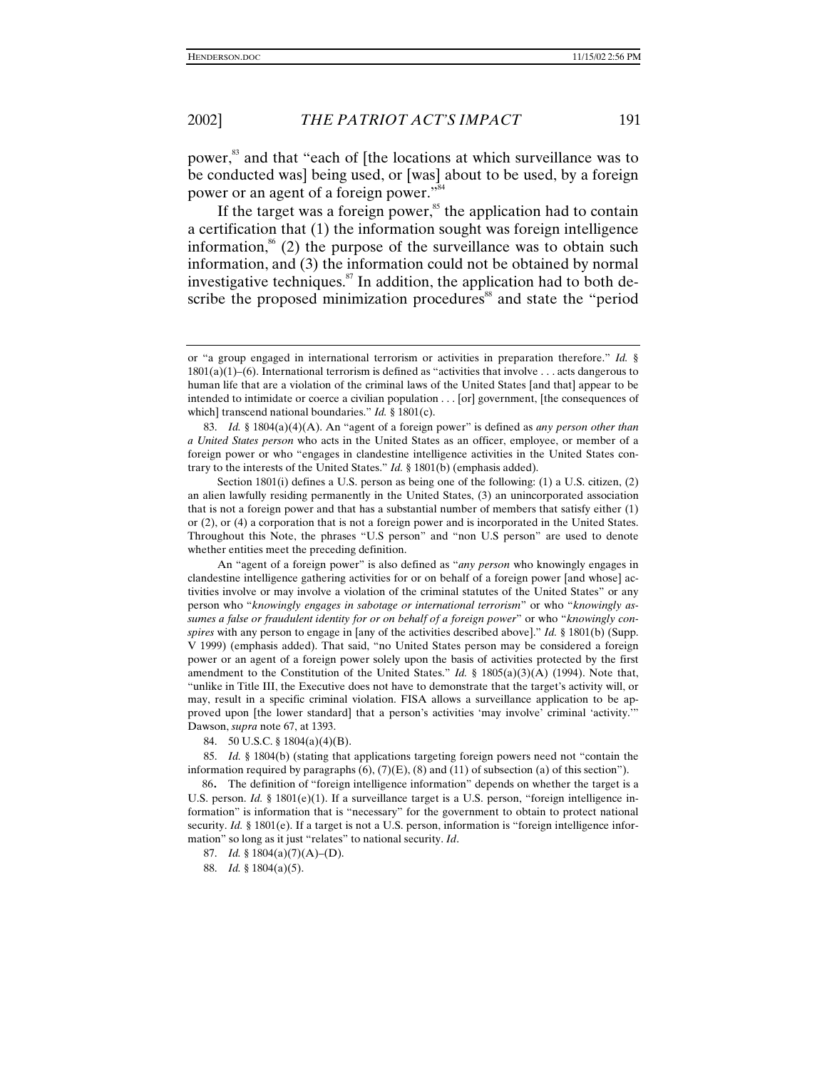power,[83] and that "each of [the locations at which surveillance was to be conducted was] being used, or [was] about to be used, by a foreign power or an agent of a foreign power."[84]

If the target was a foreign power,[85] the application had to contain a certification that (1) the information sought was foreign intelligence information,[86] (2) the purpose of the surveillance was to obtain such information, and (3) the information could not be obtained by normal investigative techniques.[87] In addition, the application had to both describe the proposed minimization procedures[88] and state the "period

---

or "a group engaged in international terrorism or activities in preparation therefore." *Id.* § 1801(a)(1)–(6). International terrorism is defined as "activities that involve . . . acts dangerous to human life that are a violation of the criminal laws of the United States [and that] appear to be intended to intimidate or coerce a civilian population . . . [or] government, [the consequences of which] transcend national boundaries." *Id.* § 1801(c).

83. *Id.* § 1804(a)(4)(A). An "agent of a foreign power" is defined as *any person other than a United States person* who acts in the United States as an officer, employee, or member of a foreign power or who "engages in clandestine intelligence activities in the United States contrary to the interests of the United States." *Id.* § 1801(b) (emphasis added).

Section 1801(i) defines a U.S. person as being one of the following: (1) a U.S. citizen, (2) an alien lawfully residing permanently in the United States, (3) an unincorporated association that is not a foreign power and that has a substantial number of members that satisfy either (1) or (2), or (4) a corporation that is not a foreign power and is incorporated in the United States. Throughout this Note, the phrases "U.S person" and "non U.S person" are used to denote whether entities meet the preceding definition.

An "agent of a foreign power" is also defined as "*any person* who knowingly engages in clandestine intelligence gathering activities for or on behalf of a foreign power [and whose] activities involve or may involve a violation of the criminal statutes of the United States" or any person who "*knowingly engages in sabotage or international terrorism*" or who "*knowingly assumes a false or fraudulent identity for or on behalf of a foreign power*" or who "*knowingly conspires* with any person to engage in [any of the activities described above]." *Id.* § 1801(b) (Supp. V 1999) (emphasis added). That said, "no United States person may be considered a foreign power or an agent of a foreign power solely upon the basis of activities protected by the first amendment to the Constitution of the United States." *Id.* § 1805(a)(3)(A) (1994). Note that, "unlike in Title III, the Executive does not have to demonstrate that the target's activity will, or may, result in a specific criminal violation. FISA allows a surveillance application to be approved upon [the lower standard] that a person's activities 'may involve' criminal 'activity.'" Dawson, *supra* note 67, at 1393.

84. 50 U.S.C. § 1804(a)(4)(B).

85. *Id.* § 1804(b) (stating that applications targeting foreign powers need not "contain the information required by paragraphs (6), (7)(E), (8) and (11) of subsection (a) of this section").

86. The definition of "foreign intelligence information" depends on whether the target is a U.S. person. *Id.* § 1801(e)(1). If a surveillance target is a U.S. person, "foreign intelligence information" is information that is "necessary" for the government to obtain to protect national security. *Id.* § 1801(e). If a target is not a U.S. person, information is "foreign intelligence information" so long as it just "relates" to national security. *Id*.

87. *Id.* § 1804(a)(7)(A)–(D).

88. *Id.* § 1804(a)(5).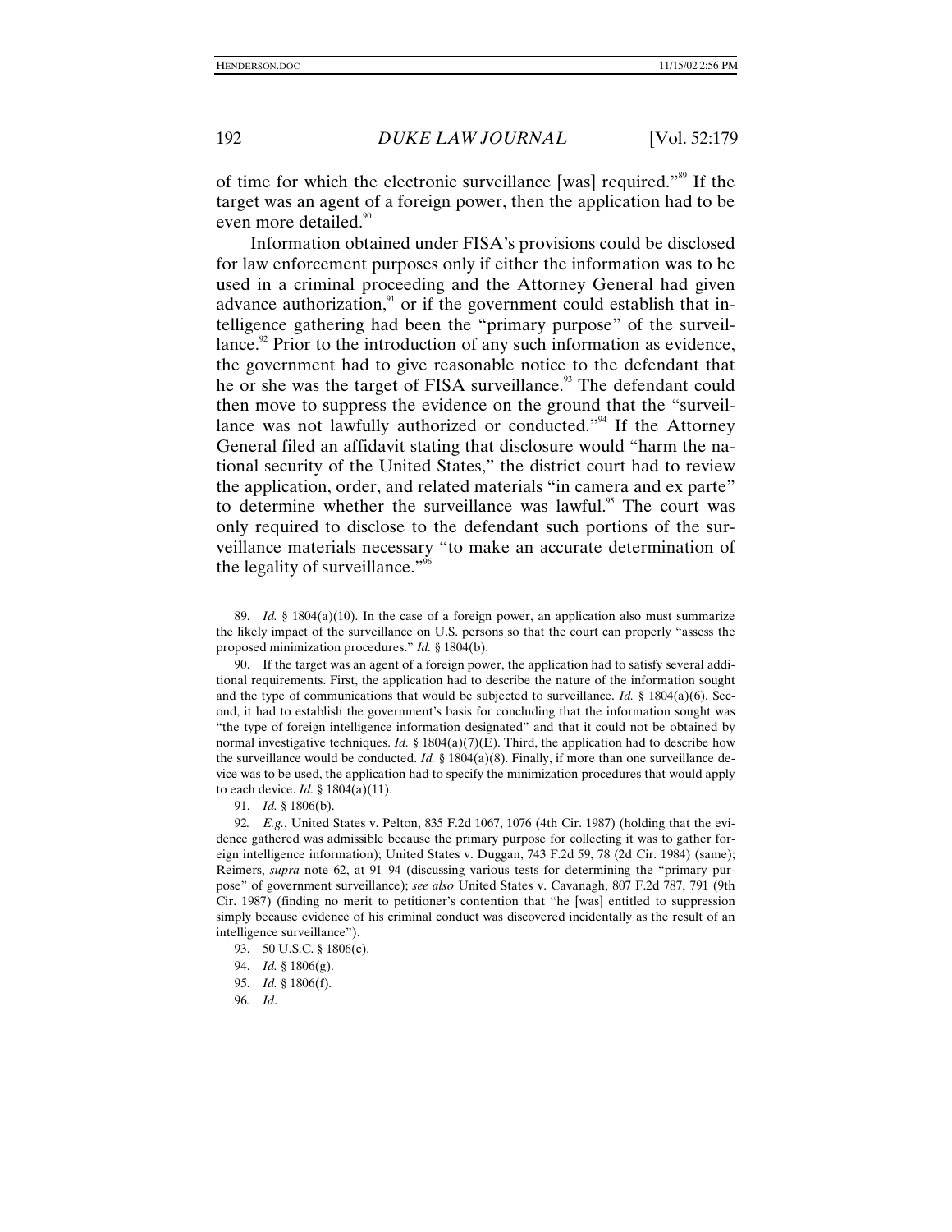of time for which the electronic surveillance [was] required."[89] If the target was an agent of a foreign power, then the application had to be even more detailed.[90]

Information obtained under FISA's provisions could be disclosed for law enforcement purposes only if either the information was to be used in a criminal proceeding and the Attorney General had given advance authorization,[91] or if the government could establish that intelligence gathering had been the "primary purpose" of the surveillance.[92] Prior to the introduction of any such information as evidence, the government had to give reasonable notice to the defendant that he or she was the target of FISA surveillance.[93] The defendant could then move to suppress the evidence on the ground that the "surveillance was not lawfully authorized or conducted."[94] If the Attorney General filed an affidavit stating that disclosure would "harm the national security of the United States," the district court had to review the application, order, and related materials "in camera and ex parte" to determine whether the surveillance was lawful.[95] The court was only required to disclose to the defendant such portions of the surveillance materials necessary "to make an accurate determination of the legality of surveillance."[96]

---

89. *Id.* § 1804(a)(10). In the case of a foreign power, an application also must summarize the likely impact of the surveillance on U.S. persons so that the court can properly "assess the proposed minimization procedures." *Id.* § 1804(b).

90. If the target was an agent of a foreign power, the application had to satisfy several additional requirements. First, the application had to describe the nature of the information sought and the type of communications that would be subjected to surveillance. *Id.* § 1804(a)(6). Second, it had to establish the government's basis for concluding that the information sought was "the type of foreign intelligence information designated" and that it could not be obtained by normal investigative techniques. *Id.* § 1804(a)(7)(E). Third, the application had to describe how the surveillance would be conducted. *Id.* § 1804(a)(8). Finally, if more than one surveillance device was to be used, the application had to specify the minimization procedures that would apply to each device. *Id.* § 1804(a)(11).

91. *Id.* § 1806(b).

92. *E.g.*, United States v. Pelton, 835 F.2d 1067, 1076 (4th Cir. 1987) (holding that the evidence gathered was admissible because the primary purpose for collecting it was to gather foreign intelligence information); United States v. Duggan, 743 F.2d 59, 78 (2d Cir. 1984) (same); Reimers, *supra* note 62, at 91–94 (discussing various tests for determining the "primary purpose" of government surveillance); *see also* United States v. Cavanagh, 807 F.2d 787, 791 (9th Cir. 1987) (finding no merit to petitioner's contention that "he [was] entitled to suppression simply because evidence of his criminal conduct was discovered incidentally as the result of an intelligence surveillance").

93. 50 U.S.C. § 1806(c).

94. *Id.* § 1806(g).

95. *Id.* § 1806(f).

96. *Id*.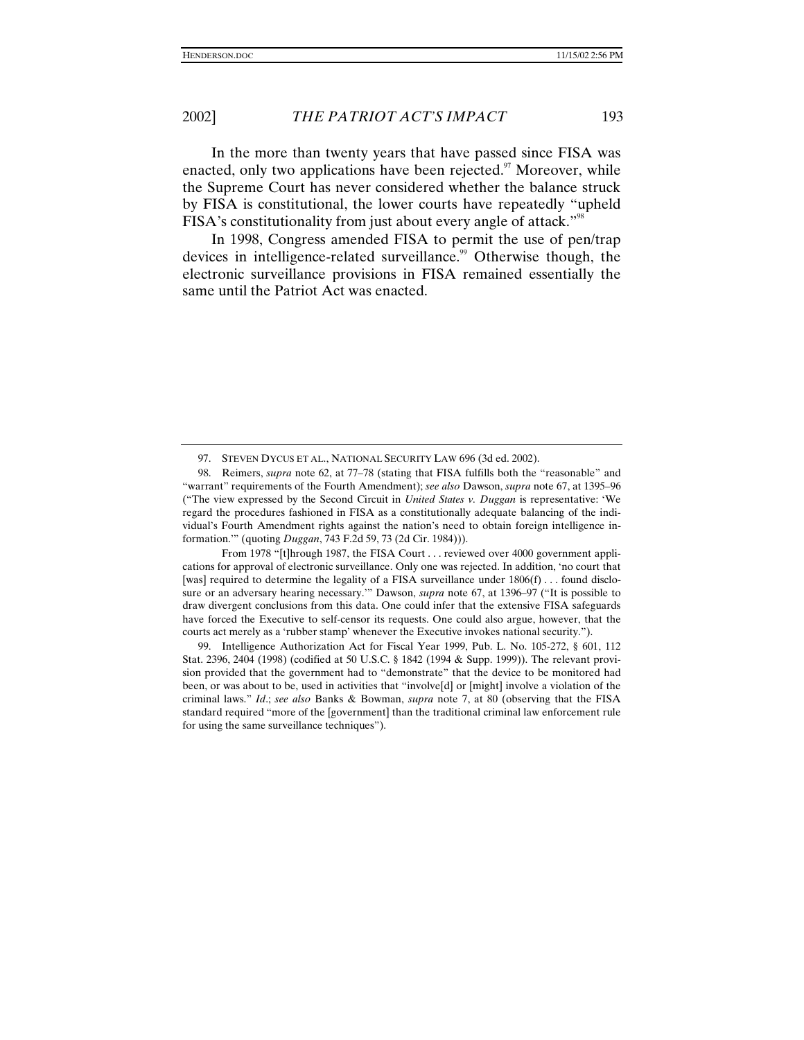In the more than twenty years that have passed since FISA was enacted, only two applications have been rejected.[97] Moreover, while the Supreme Court has never considered whether the balance struck by FISA is constitutional, the lower courts have repeatedly "upheld FISA's constitutionality from just about every angle of attack."[98]

In 1998, Congress amended FISA to permit the use of pen/trap devices in intelligence-related surveillance.[99] Otherwise though, the electronic surveillance provisions in FISA remained essentially the same until the Patriot Act was enacted.

---

97. STEVEN DYCUS ET AL., NATIONAL SECURITY LAW 696 (3d ed. 2002).

98. Reimers, *supra* note 62, at 77–78 (stating that FISA fulfills both the "reasonable" and "warrant" requirements of the Fourth Amendment); *see also* Dawson, *supra* note 67, at 1395–96 ("The view expressed by the Second Circuit in *United States v. Duggan* is representative: 'We regard the procedures fashioned in FISA as a constitutionally adequate balancing of the individual's Fourth Amendment rights against the nation's need to obtain foreign intelligence information.'" (quoting *Duggan*, 743 F.2d 59, 73 (2d Cir. 1984))).

From 1978 "[t]hrough 1987, the FISA Court . . . reviewed over 4000 government applications for approval of electronic surveillance. Only one was rejected. In addition, 'no court that [was] required to determine the legality of a FISA surveillance under 1806(f) . . . found disclosure or an adversary hearing necessary.'" Dawson, *supra* note 67, at 1396–97 ("It is possible to draw divergent conclusions from this data. One could infer that the extensive FISA safeguards have forced the Executive to self-censor its requests. One could also argue, however, that the courts act merely as a 'rubber stamp' whenever the Executive invokes national security.").

99. Intelligence Authorization Act for Fiscal Year 1999, Pub. L. No. 105-272, § 601, 112 Stat. 2396, 2404 (1998) (codified at 50 U.S.C. § 1842 (1994 & Supp. 1999)). The relevant provision provided that the government had to "demonstrate" that the device to be monitored had been, or was about to be, used in activities that "involve[d] or [might] involve a violation of the criminal laws." *Id*.; *see also* Banks & Bowman, *supra* note 7, at 80 (observing that the FISA standard required "more of the [government] than the traditional criminal law enforcement rule for using the same surveillance techniques").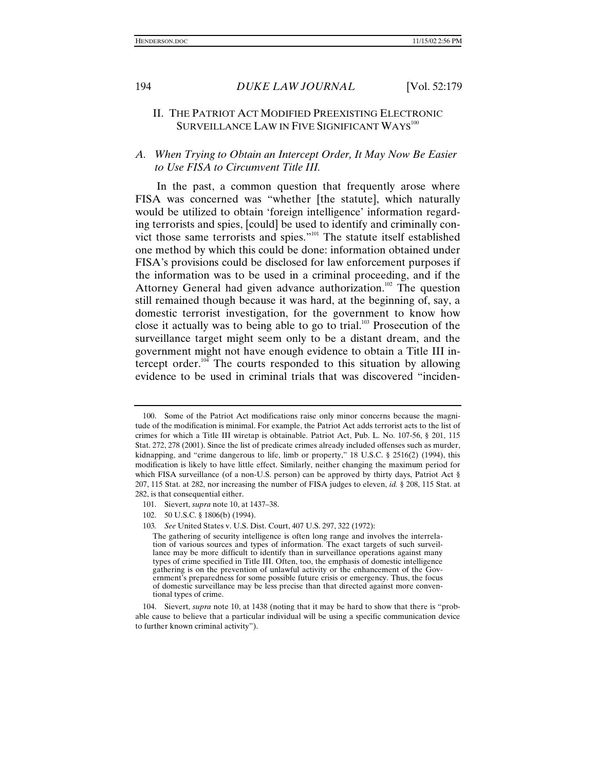## II. The Patriot Act Modified Preexisting Electronic Surveillance Law in Five Significant Ways[100]

### *A. When Trying to Obtain an Intercept Order, It May Now Be Easier to Use FISA to Circumvent Title III.*

In the past, a common question that frequently arose where FISA was concerned was "whether [the statute], which naturally would be utilized to obtain 'foreign intelligence' information regarding terrorists and spies, [could] be used to identify and criminally convict those same terrorists and spies."[101] The statute itself established one method by which this could be done: information obtained under FISA's provisions could be disclosed for law enforcement purposes if the information was to be used in a criminal proceeding, and if the Attorney General had given advance authorization.[102] The question still remained though because it was hard, at the beginning of, say, a domestic terrorist investigation, for the government to know how close it actually was to being able to go to trial.[103] Prosecution of the surveillance target might seem only to be a distant dream, and the government might not have enough evidence to obtain a Title III intercept order.[104] The courts responded to this situation by allowing evidence to be used in criminal trials that was discovered "inciden-

---

100. Some of the Patriot Act modifications raise only minor concerns because the magnitude of the modification is minimal. For example, the Patriot Act adds terrorist acts to the list of crimes for which a Title III wiretap is obtainable. Patriot Act, Pub. L. No. 107-56, § 201, 115 Stat. 272, 278 (2001). Since the list of predicate crimes already included offenses such as murder, kidnapping, and "crime dangerous to life, limb or property," 18 U.S.C. § 2516(2) (1994), this modification is likely to have little effect. Similarly, neither changing the maximum period for which FISA surveillance (of a non-U.S. person) can be approved by thirty days, Patriot Act § 207, 115 Stat. at 282, nor increasing the number of FISA judges to eleven, *id.* § 208, 115 Stat. at 282, is that consequential either.

101. Sievert, *supra* note 10, at 1437–38.

102. 50 U.S.C. § 1806(b) (1994).

103. *See* United States v. U.S. Dist. Court, 407 U.S. 297, 322 (1972):

> The gathering of security intelligence is often long range and involves the interrelation of various sources and types of information. The exact targets of such surveillance may be more difficult to identify than in surveillance operations against many types of crime specified in Title III. Often, too, the emphasis of domestic intelligence gathering is on the prevention of unlawful activity or the enhancement of the Government's preparedness for some possible future crisis or emergency. Thus, the focus of domestic surveillance may be less precise than that directed against more conventional types of crime.

104. Sievert, *supra* note 10, at 1438 (noting that it may be hard to show that there is "probable cause to believe that a particular individual will be using a specific communication device to further known criminal activity").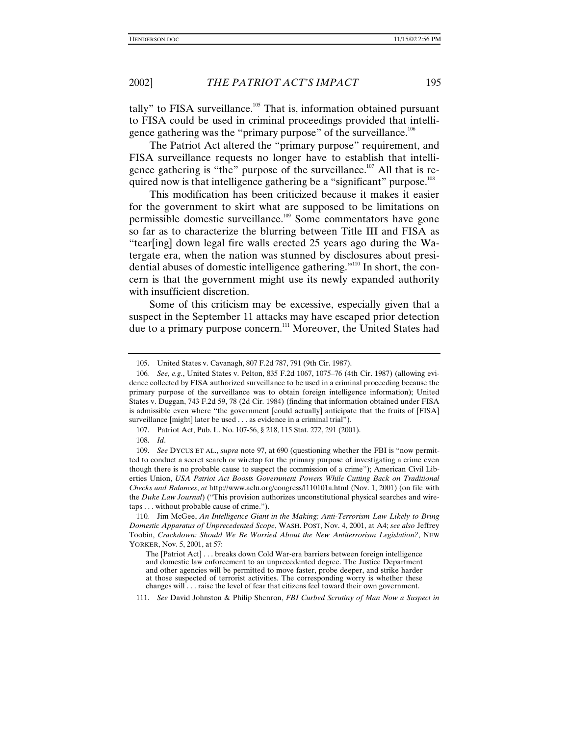tally" to FISA surveillance.[105] That is, information obtained pursuant to FISA could be used in criminal proceedings provided that intelligence gathering was the "primary purpose" of the surveillance.[106]

The Patriot Act altered the "primary purpose" requirement, and FISA surveillance requests no longer have to establish that intelligence gathering is "the" purpose of the surveillance.[107] All that is required now is that intelligence gathering be a "significant" purpose.[108]

This modification has been criticized because it makes it easier for the government to skirt what are supposed to be limitations on permissible domestic surveillance.[109] Some commentators have gone so far as to characterize the blurring between Title III and FISA as "tear[ing] down legal fire walls erected 25 years ago during the Watergate era, when the nation was stunned by disclosures about presidential abuses of domestic intelligence gathering."[110] In short, the concern is that the government might use its newly expanded authority with insufficient discretion.

Some of this criticism may be excessive, especially given that a suspect in the September 11 attacks may have escaped prior detection due to a primary purpose concern.[111] Moreover, the United States had

---

105. United States v. Cavanagh, 807 F.2d 787, 791 (9th Cir. 1987).

106. *See, e.g.*, United States v. Pelton, 835 F.2d 1067, 1075–76 (4th Cir. 1987) (allowing evidence collected by FISA authorized surveillance to be used in a criminal proceeding because the primary purpose of the surveillance was to obtain foreign intelligence information); United States v. Duggan, 743 F.2d 59, 78 (2d Cir. 1984) (finding that information obtained under FISA is admissible even where "the government [could actually] anticipate that the fruits of [FISA] surveillance [might] later be used . . . as evidence in a criminal trial").

107. Patriot Act, Pub. L. No. 107-56, § 218, 115 Stat. 272, 291 (2001).

108. *Id*.

109. *See* DYCUS ET AL., *supra* note 97, at 690 (questioning whether the FBI is "now permitted to conduct a secret search or wiretap for the primary purpose of investigating a crime even though there is no probable cause to suspect the commission of a crime"); American Civil Liberties Union, *USA Patriot Act Boosts Government Powers While Cutting Back on Traditional Checks and Balances*, *at* http://www.aclu.org/congress/l110101a.html (Nov. 1, 2001) (on file with the *Duke Law Journal*) ("This provision authorizes unconstitutional physical searches and wiretaps . . . without probable cause of crime.").

110. Jim McGee, *An Intelligence Giant in the Making; Anti-Terrorism Law Likely to Bring Domestic Apparatus of Unprecedented Scope*, WASH. POST, Nov. 4, 2001, at A4; *see also* Jeffrey Toobin, *Crackdown: Should We Be Worried About the New Antiterrorism Legislation?*, NEW YORKER, Nov. 5, 2001, at 57:

> The [Patriot Act] . . . breaks down Cold War-era barriers between foreign intelligence and domestic law enforcement to an unprecedented degree. The Justice Department and other agencies will be permitted to move faster, probe deeper, and strike harder at those suspected of terrorist activities. The corresponding worry is whether these changes will . . . raise the level of fear that citizens feel toward their own government.

111. *See* David Johnston & Philip Shenron, *FBI Curbed Scrutiny of Man Now a Suspect in*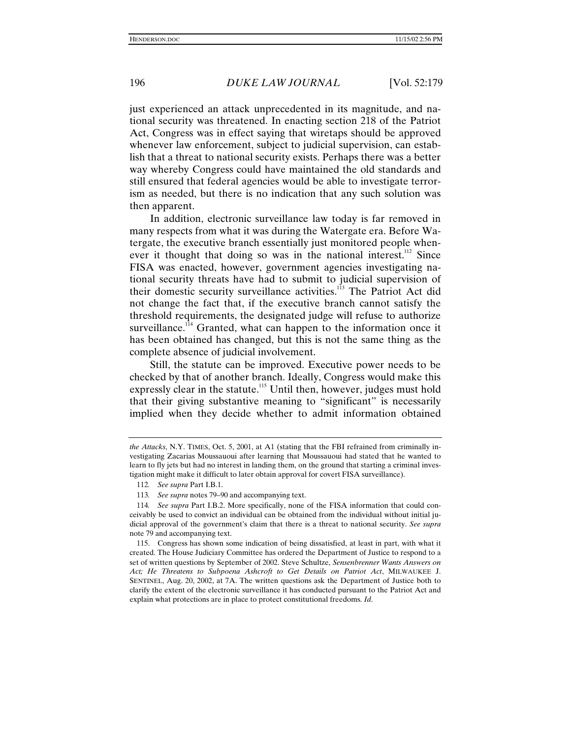just experienced an attack unprecedented in its magnitude, and national security was threatened. In enacting section 218 of the Patriot Act, Congress was in effect saying that wiretaps should be approved whenever law enforcement, subject to judicial supervision, can establish that a threat to national security exists. Perhaps there was a better way whereby Congress could have maintained the old standards and still ensured that federal agencies would be able to investigate terrorism as needed, but there is no indication that any such solution was then apparent.

In addition, electronic surveillance law today is far removed in many respects from what it was during the Watergate era. Before Watergate, the executive branch essentially just monitored people whenever it thought that doing so was in the national interest.[112] Since FISA was enacted, however, government agencies investigating national security threats have had to submit to judicial supervision of their domestic security surveillance activities.[113] The Patriot Act did not change the fact that, if the executive branch cannot satisfy the threshold requirements, the designated judge will refuse to authorize surveillance.[114] Granted, what can happen to the information once it has been obtained has changed, but this is not the same thing as the complete absence of judicial involvement.

Still, the statute can be improved. Executive power needs to be checked by that of another branch. Ideally, Congress would make this expressly clear in the statute.[115] Until then, however, judges must hold that their giving substantive meaning to "significant" is necessarily implied when they decide whether to admit information obtained

---

*the Attacks*, N.Y. TIMES, Oct. 5, 2001, at A1 (stating that the FBI refrained from criminally investigating Zacarias Moussauoui after learning that Moussauoui had stated that he wanted to learn to fly jets but had no interest in landing them, on the ground that starting a criminal investigation might make it difficult to later obtain approval for covert FISA surveillance).

112. *See supra* Part I.B.1.

113. *See supra* notes 79–90 and accompanying text.

114. *See supra* Part I.B.2. More specifically, none of the FISA information that could conceivably be used to convict an individual can be obtained from the individual without initial judicial approval of the government's claim that there is a threat to national security. *See supra* note 79 and accompanying text.

115. Congress has shown some indication of being dissatisfied, at least in part, with what it created. The House Judiciary Committee has ordered the Department of Justice to respond to a set of written questions by September of 2002. Steve Schultze, *Sensenbrenner Wants Answers on Act; He Threatens to Subpoena Ashcroft to Get Details on Patriot Act*, MILWAUKEE J. SENTINEL, Aug. 20, 2002, at 7A. The written questions ask the Department of Justice both to clarify the extent of the electronic surveillance it has conducted pursuant to the Patriot Act and explain what protections are in place to protect constitutional freedoms. *Id*.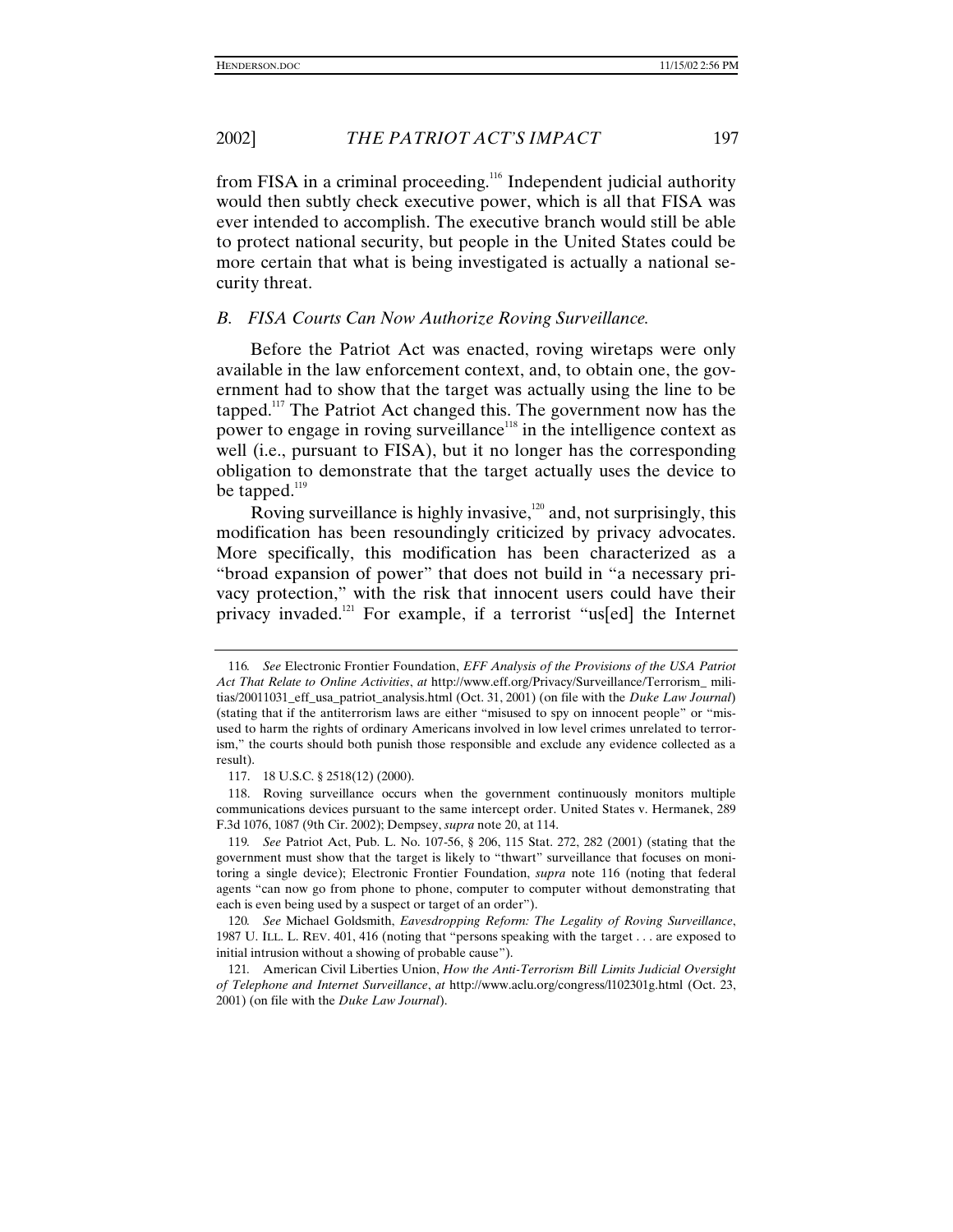from FISA in a criminal proceeding.[116] Independent judicial authority would then subtly check executive power, which is all that FISA was ever intended to accomplish. The executive branch would still be able to protect national security, but people in the United States could be more certain that what is being investigated is actually a national security threat.

### *B. FISA Courts Can Now Authorize Roving Surveillance.*

Before the Patriot Act was enacted, roving wiretaps were only available in the law enforcement context, and, to obtain one, the government had to show that the target was actually using the line to be tapped.[117] The Patriot Act changed this. The government now has the power to engage in roving surveillance[118] in the intelligence context as well (i.e., pursuant to FISA), but it no longer has the corresponding obligation to demonstrate that the target actually uses the device to be tapped.[119]

Roving surveillance is highly invasive,[120] and, not surprisingly, this modification has been resoundingly criticized by privacy advocates. More specifically, this modification has been characterized as a "broad expansion of power" that does not build in "a necessary privacy protection," with the risk that innocent users could have their privacy invaded.[121] For example, if a terrorist "us[ed] the Internet

---

116. *See* Electronic Frontier Foundation, *EFF Analysis of the Provisions of the USA Patriot Act That Relate to Online Activities*, *at* http://www.eff.org/Privacy/Surveillance/Terrorism_ militias/20011031_eff_usa_patriot_analysis.html (Oct. 31, 2001) (on file with the *Duke Law Journal*) (stating that if the antiterrorism laws are either "misused to spy on innocent people" or "misused to harm the rights of ordinary Americans involved in low level crimes unrelated to terrorism," the courts should both punish those responsible and exclude any evidence collected as a result).

117. 18 U.S.C. § 2518(12) (2000).

118. Roving surveillance occurs when the government continuously monitors multiple communications devices pursuant to the same intercept order. United States v. Hermanek, 289 F.3d 1076, 1087 (9th Cir. 2002); Dempsey, *supra* note 20, at 114.

119. *See* Patriot Act, Pub. L. No. 107-56, § 206, 115 Stat. 272, 282 (2001) (stating that the government must show that the target is likely to "thwart" surveillance that focuses on monitoring a single device); Electronic Frontier Foundation, *supra* note 116 (noting that federal agents "can now go from phone to phone, computer to computer without demonstrating that each is even being used by a suspect or target of an order").

120. *See* Michael Goldsmith, *Eavesdropping Reform: The Legality of Roving Surveillance*, 1987 U. ILL. L. REV. 401, 416 (noting that "persons speaking with the target . . . are exposed to initial intrusion without a showing of probable cause").

121. American Civil Liberties Union, *How the Anti-Terrorism Bill Limits Judicial Oversight of Telephone and Internet Surveillance*, *at* http://www.aclu.org/congress/l102301g.html (Oct. 23, 2001) (on file with the *Duke Law Journal*).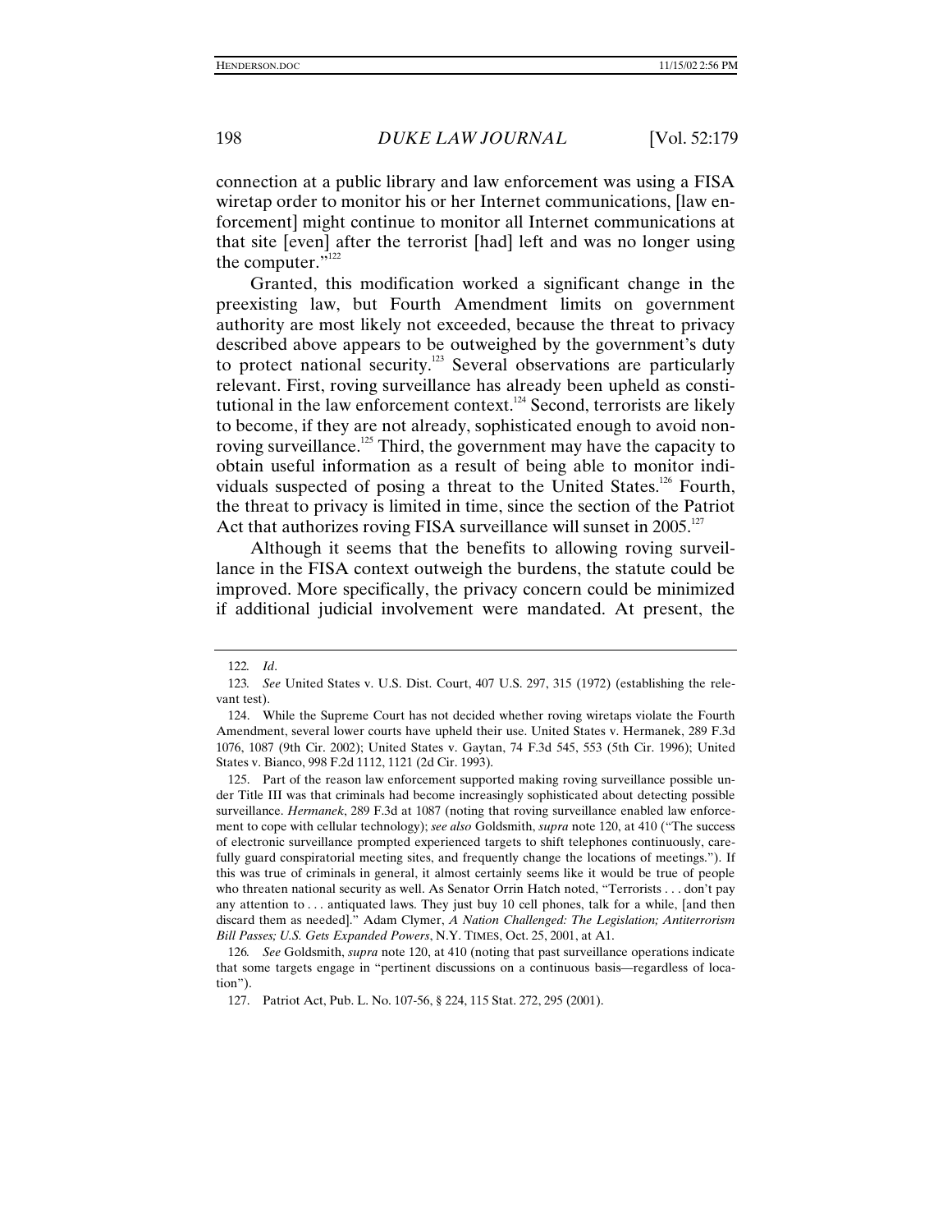connection at a public library and law enforcement was using a FISA wiretap order to monitor his or her Internet communications, [law enforcement] might continue to monitor all Internet communications at that site [even] after the terrorist [had] left and was no longer using the computer."[122]

Granted, this modification worked a significant change in the preexisting law, but Fourth Amendment limits on government authority are most likely not exceeded, because the threat to privacy described above appears to be outweighed by the government's duty to protect national security.[123] Several observations are particularly relevant. First, roving surveillance has already been upheld as constitutional in the law enforcement context.[124] Second, terrorists are likely to become, if they are not already, sophisticated enough to avoid nonroving surveillance.[125] Third, the government may have the capacity to obtain useful information as a result of being able to monitor individuals suspected of posing a threat to the United States.[126] Fourth, the threat to privacy is limited in time, since the section of the Patriot Act that authorizes roving FISA surveillance will sunset in 2005.[127]

Although it seems that the benefits to allowing roving surveillance in the FISA context outweigh the burdens, the statute could be improved. More specifically, the privacy concern could be minimized if additional judicial involvement were mandated. At present, the

---

122. *Id*.

123. *See* United States v. U.S. Dist. Court, 407 U.S. 297, 315 (1972) (establishing the relevant test).

124. While the Supreme Court has not decided whether roving wiretaps violate the Fourth Amendment, several lower courts have upheld their use. United States v. Hermanek, 289 F.3d 1076, 1087 (9th Cir. 2002); United States v. Gaytan, 74 F.3d 545, 553 (5th Cir. 1996); United States v. Bianco, 998 F.2d 1112, 1121 (2d Cir. 1993).

125. Part of the reason law enforcement supported making roving surveillance possible under Title III was that criminals had become increasingly sophisticated about detecting possible surveillance. *Hermanek*, 289 F.3d at 1087 (noting that roving surveillance enabled law enforcement to cope with cellular technology); *see also* Goldsmith, *supra* note 120, at 410 ("The success of electronic surveillance prompted experienced targets to shift telephones continuously, carefully guard conspiratorial meeting sites, and frequently change the locations of meetings."). If this was true of criminals in general, it almost certainly seems like it would be true of people who threaten national security as well. As Senator Orrin Hatch noted, "Terrorists . . . don't pay any attention to . . . antiquated laws. They just buy 10 cell phones, talk for a while, [and then discard them as needed]." Adam Clymer, *A Nation Challenged: The Legislation; Antiterrorism Bill Passes; U.S. Gets Expanded Powers*, N.Y. TIMES, Oct. 25, 2001, at A1.

126. *See* Goldsmith, *supra* note 120, at 410 (noting that past surveillance operations indicate that some targets engage in "pertinent discussions on a continuous basis—regardless of location").

127. Patriot Act, Pub. L. No. 107-56, § 224, 115 Stat. 272, 295 (2001).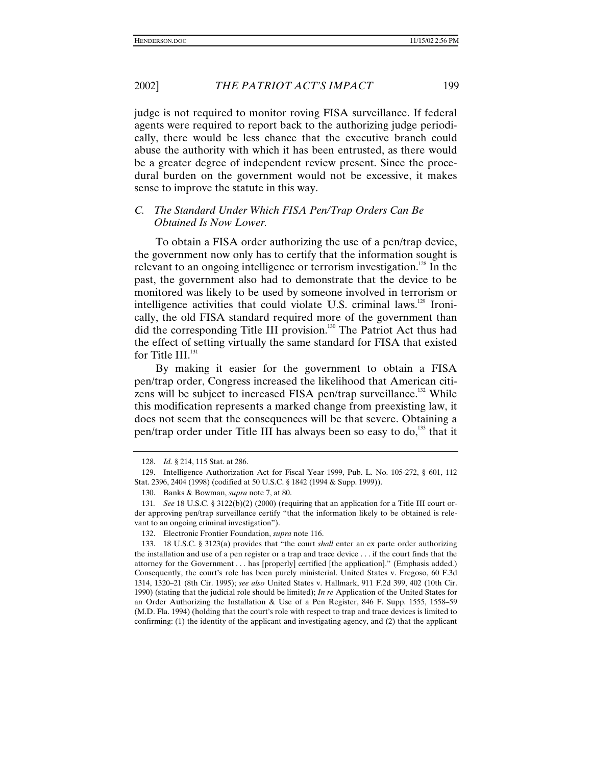judge is not required to monitor roving FISA surveillance. If federal agents were required to report back to the authorizing judge periodically, there would be less chance that the executive branch could abuse the authority with which it has been entrusted, as there would be a greater degree of independent review present. Since the procedural burden on the government would not be excessive, it makes sense to improve the statute in this way.

### *C. The Standard Under Which FISA Pen/Trap Orders Can Be Obtained Is Now Lower.*

To obtain a FISA order authorizing the use of a pen/trap device, the government now only has to certify that the information sought is relevant to an ongoing intelligence or terrorism investigation.[128] In the past, the government also had to demonstrate that the device to be monitored was likely to be used by someone involved in terrorism or intelligence activities that could violate U.S. criminal laws.[129] Ironically, the old FISA standard required more of the government than did the corresponding Title III provision.[130] The Patriot Act thus had the effect of setting virtually the same standard for FISA that existed for Title III.[131]

By making it easier for the government to obtain a FISA pen/trap order, Congress increased the likelihood that American citizens will be subject to increased FISA pen/trap surveillance.[132] While this modification represents a marked change from preexisting law, it does not seem that the consequences will be that severe. Obtaining a pen/trap order under Title III has always been so easy to do,[133] that it

---

128. *Id.* § 214, 115 Stat. at 286.

129. Intelligence Authorization Act for Fiscal Year 1999, Pub. L. No. 105-272, § 601, 112 Stat. 2396, 2404 (1998) (codified at 50 U.S.C. § 1842 (1994 & Supp. 1999)).

130. Banks & Bowman, *supra* note 7, at 80.

131. *See* 18 U.S.C. § 3122(b)(2) (2000) (requiring that an application for a Title III court order approving pen/trap surveillance certify "that the information likely to be obtained is relevant to an ongoing criminal investigation").

132. Electronic Frontier Foundation, *supra* note 116.

133. 18 U.S.C. § 3123(a) provides that "the court *shall* enter an ex parte order authorizing the installation and use of a pen register or a trap and trace device . . . if the court finds that the attorney for the Government . . . has [properly] certified [the application]." (Emphasis added.) Consequently, the court's role has been purely ministerial. United States v. Fregoso, 60 F.3d 1314, 1320–21 (8th Cir. 1995); *see also* United States v. Hallmark, 911 F.2d 399, 402 (10th Cir. 1990) (stating that the judicial role should be limited); *In re* Application of the United States for an Order Authorizing the Installation & Use of a Pen Register, 846 F. Supp. 1555, 1558–59 (M.D. Fla. 1994) (holding that the court's role with respect to trap and trace devices is limited to confirming: (1) the identity of the applicant and investigating agency, and (2) that the applicant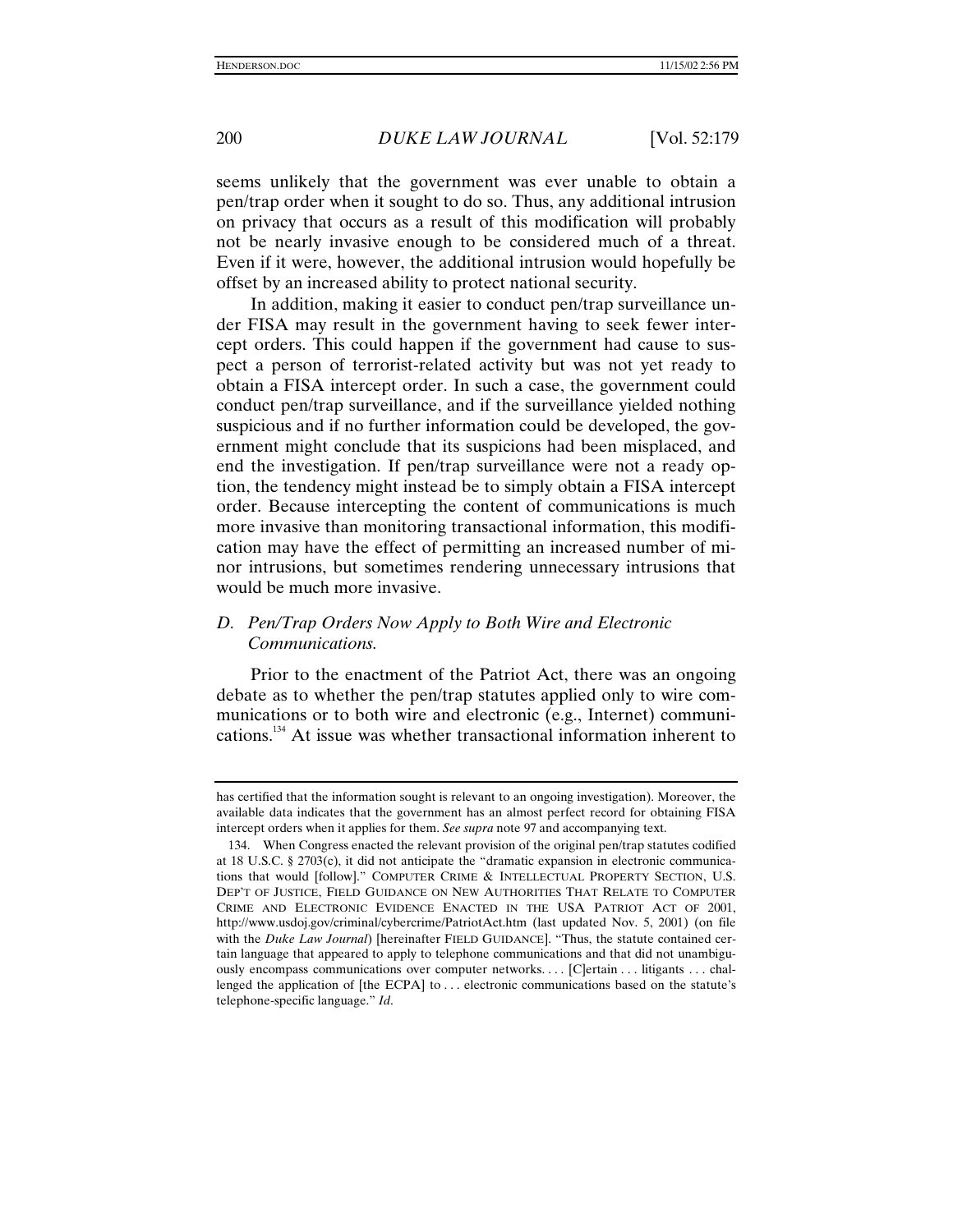seems unlikely that the government was ever unable to obtain a pen/trap order when it sought to do so. Thus, any additional intrusion on privacy that occurs as a result of this modification will probably not be nearly invasive enough to be considered much of a threat. Even if it were, however, the additional intrusion would hopefully be offset by an increased ability to protect national security.

In addition, making it easier to conduct pen/trap surveillance under FISA may result in the government having to seek fewer intercept orders. This could happen if the government had cause to suspect a person of terrorist-related activity but was not yet ready to obtain a FISA intercept order. In such a case, the government could conduct pen/trap surveillance, and if the surveillance yielded nothing suspicious and if no further information could be developed, the government might conclude that its suspicions had been misplaced, and end the investigation. If pen/trap surveillance were not a ready option, the tendency might instead be to simply obtain a FISA intercept order. Because intercepting the content of communications is much more invasive than monitoring transactional information, this modification may have the effect of permitting an increased number of minor intrusions, but sometimes rendering unnecessary intrusions that would be much more invasive.

### *D. Pen/Trap Orders Now Apply to Both Wire and Electronic Communications.*

Prior to the enactment of the Patriot Act, there was an ongoing debate as to whether the pen/trap statutes applied only to wire communications or to both wire and electronic (e.g., Internet) communications.[134] At issue was whether transactional information inherent to

---

has certified that the information sought is relevant to an ongoing investigation). Moreover, the available data indicates that the government has an almost perfect record for obtaining FISA intercept orders when it applies for them. *See supra* note 97 and accompanying text.

134. When Congress enacted the relevant provision of the original pen/trap statutes codified at 18 U.S.C. § 2703(c), it did not anticipate the "dramatic expansion in electronic communications that would [follow]." COMPUTER CRIME & INTELLECTUAL PROPERTY SECTION, U.S. DEP'T OF JUSTICE, FIELD GUIDANCE ON NEW AUTHORITIES THAT RELATE TO COMPUTER CRIME AND ELECTRONIC EVIDENCE ENACTED IN THE USA PATRIOT ACT OF 2001, http://www.usdoj.gov/criminal/cybercrime/PatriotAct.htm (last updated Nov. 5, 2001) (on file with the *Duke Law Journal*) [hereinafter FIELD GUIDANCE]. "Thus, the statute contained certain language that appeared to apply to telephone communications and that did not unambiguously encompass communications over computer networks. . . . [C]ertain . . . litigants . . . challenged the application of [the ECPA] to . . . electronic communications based on the statute's telephone-specific language." *Id*.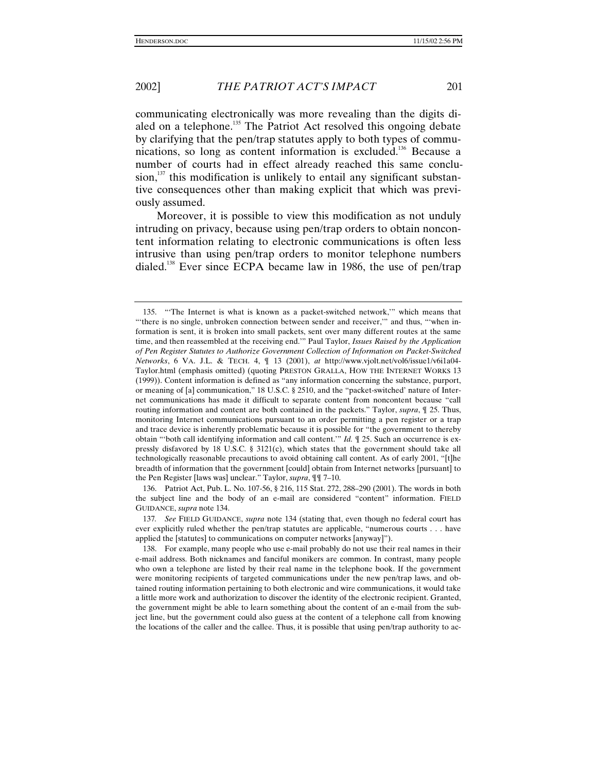communicating electronically was more revealing than the digits dialed on a telephone.[135] The Patriot Act resolved this ongoing debate by clarifying that the pen/trap statutes apply to both types of communications, so long as content information is excluded.[136] Because a number of courts had in effect already reached this same conclusion,[137] this modification is unlikely to entail any significant substantive consequences other than making explicit that which was previously assumed.

Moreover, it is possible to view this modification as not unduly intruding on privacy, because using pen/trap orders to obtain noncontent information relating to electronic communications is often less intrusive than using pen/trap orders to monitor telephone numbers dialed.[138] Ever since ECPA became law in 1986, the use of pen/trap

---

135. "'The Internet is what is known as a packet-switched network,'" which means that "'there is no single, unbroken connection between sender and receiver,'" and thus, "'when information is sent, it is broken into small packets, sent over many different routes at the same time, and then reassembled at the receiving end.'" Paul Taylor, *Issues Raised by the Application of Pen Register Statutes to Authorize Government Collection of Information on Packet-Switched Networks*, 6 VA. J.L. & TECH. 4, ¶ 13 (2001), *at* http://www.vjolt.net/vol6/issue1/v6i1a04-Taylor.html (emphasis omitted) (quoting PRESTON GRALLA, HOW THE INTERNET WORKS 13 (1999)). Content information is defined as "any information concerning the substance, purport, or meaning of [a] communication," 18 U.S.C. § 2510, and the "packet-switched' nature of Internet communications has made it difficult to separate content from noncontent because "call routing information and content are both contained in the packets." Taylor, *supra*, ¶ 25. Thus, monitoring Internet communications pursuant to an order permitting a pen register or a trap and trace device is inherently problematic because it is possible for "the government to thereby obtain "'both call identifying information and call content.'" *Id.* ¶ 25. Such an occurrence is expressly disfavored by 18 U.S.C. § 3121(c), which states that the government should take all technologically reasonable precautions to avoid obtaining call content. As of early 2001, "[t]he breadth of information that the government [could] obtain from Internet networks [pursuant] to the Pen Register [laws was] unclear." Taylor, *supra*, ¶¶ 7–10.

136. Patriot Act, Pub. L. No. 107-56, § 216, 115 Stat. 272, 288–290 (2001). The words in both the subject line and the body of an e-mail are considered "content" information. FIELD GUIDANCE, *supra* note 134.

137. *See* FIELD GUIDANCE, *supra* note 134 (stating that, even though no federal court has ever explicitly ruled whether the pen/trap statutes are applicable, "numerous courts . . . have applied the [statutes] to communications on computer networks [anyway]").

138. For example, many people who use e-mail probably do not use their real names in their e-mail address. Both nicknames and fanciful monikers are common. In contrast, many people who own a telephone are listed by their real name in the telephone book. If the government were monitoring recipients of targeted communications under the new pen/trap laws, and obtained routing information pertaining to both electronic and wire communications, it would take a little more work and authorization to discover the identity of the electronic recipient. Granted, the government might be able to learn something about the content of an e-mail from the subject line, but the government could also guess at the content of a telephone call from knowing the locations of the caller and the callee. Thus, it is possible that using pen/trap authority to ac-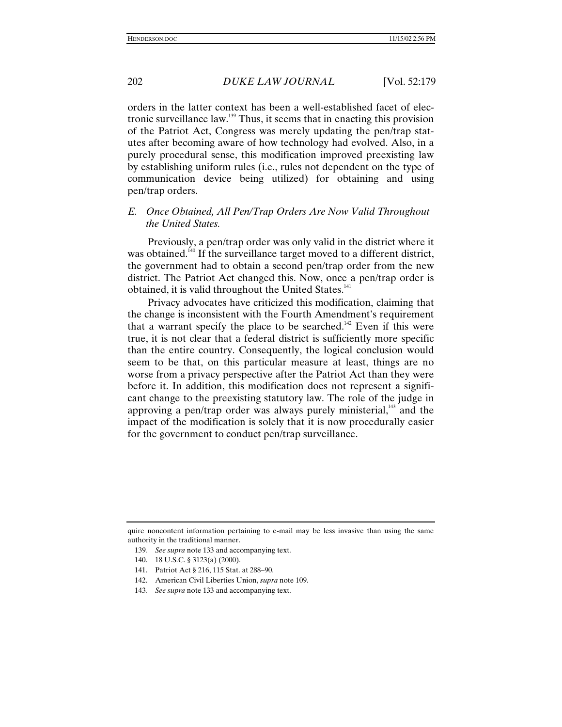orders in the latter context has been a well-established facet of electronic surveillance law.[139] Thus, it seems that in enacting this provision of the Patriot Act, Congress was merely updating the pen/trap statutes after becoming aware of how technology had evolved. Also, in a purely procedural sense, this modification improved preexisting law by establishing uniform rules (i.e., rules not dependent on the type of communication device being utilized) for obtaining and using pen/trap orders.

### *E. Once Obtained, All Pen/Trap Orders Are Now Valid Throughout the United States.*

Previously, a pen/trap order was only valid in the district where it was obtained.[140] If the surveillance target moved to a different district, the government had to obtain a second pen/trap order from the new district. The Patriot Act changed this. Now, once a pen/trap order is obtained, it is valid throughout the United States.[141]

Privacy advocates have criticized this modification, claiming that the change is inconsistent with the Fourth Amendment's requirement that a warrant specify the place to be searched.[142] Even if this were true, it is not clear that a federal district is sufficiently more specific than the entire country. Consequently, the logical conclusion would seem to be that, on this particular measure at least, things are no worse from a privacy perspective after the Patriot Act than they were before it. In addition, this modification does not represent a significant change to the preexisting statutory law. The role of the judge in approving a pen/trap order was always purely ministerial,[143] and the impact of the modification is solely that it is now procedurally easier for the government to conduct pen/trap surveillance.

---

quire noncontent information pertaining to e-mail may be less invasive than using the same authority in the traditional manner.

139. *See supra* note 133 and accompanying text.

140. 18 U.S.C. § 3123(a) (2000).

141. Patriot Act § 216, 115 Stat. at 288–90.

142. American Civil Liberties Union, *supra* note 109.

143. *See supra* note 133 and accompanying text.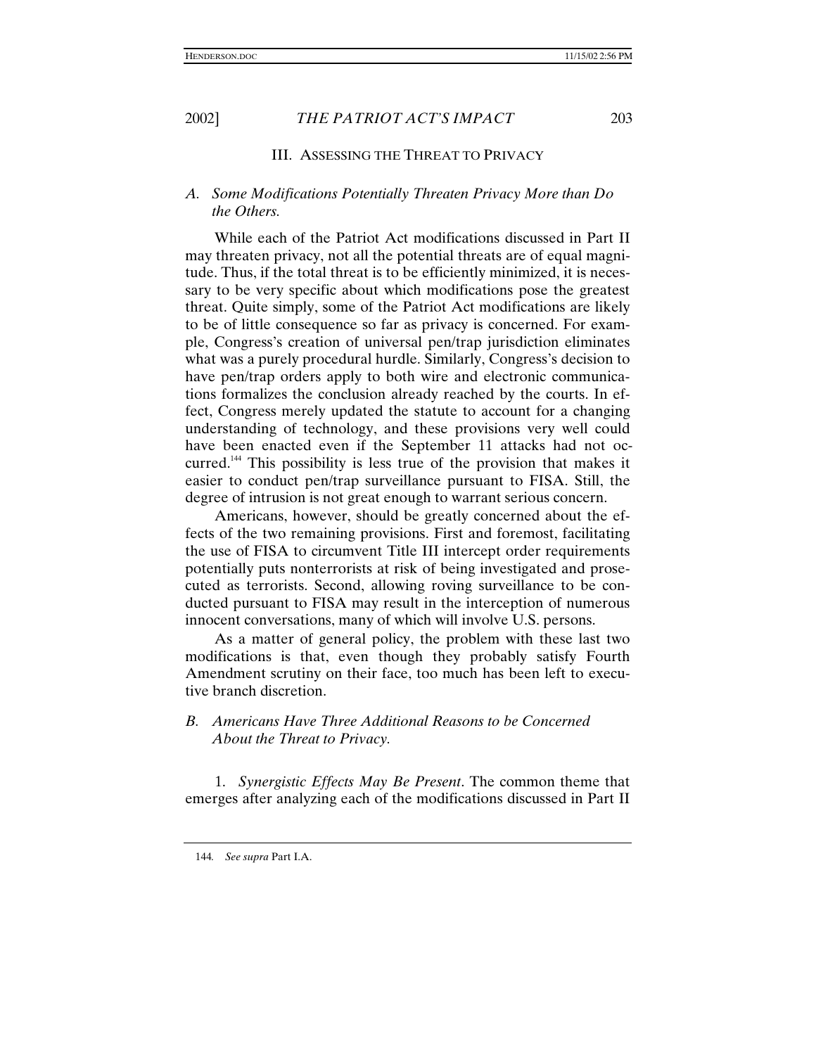## III. Assessing the Threat to Privacy

### *A. Some Modifications Potentially Threaten Privacy More than Do the Others.*

While each of the Patriot Act modifications discussed in Part II may threaten privacy, not all the potential threats are of equal magnitude. Thus, if the total threat is to be efficiently minimized, it is necessary to be very specific about which modifications pose the greatest threat. Quite simply, some of the Patriot Act modifications are likely to be of little consequence so far as privacy is concerned. For example, Congress's creation of universal pen/trap jurisdiction eliminates what was a purely procedural hurdle. Similarly, Congress's decision to have pen/trap orders apply to both wire and electronic communications formalizes the conclusion already reached by the courts. In effect, Congress merely updated the statute to account for a changing understanding of technology, and these provisions very well could have been enacted even if the September 11 attacks had not occurred.[144] This possibility is less true of the provision that makes it easier to conduct pen/trap surveillance pursuant to FISA. Still, the degree of intrusion is not great enough to warrant serious concern.

Americans, however, should be greatly concerned about the effects of the two remaining provisions. First and foremost, facilitating the use of FISA to circumvent Title III intercept order requirements potentially puts nonterrorists at risk of being investigated and prosecuted as terrorists. Second, allowing roving surveillance to be conducted pursuant to FISA may result in the interception of numerous innocent conversations, many of which will involve U.S. persons.

As a matter of general policy, the problem with these last two modifications is that, even though they probably satisfy Fourth Amendment scrutiny on their face, too much has been left to executive branch discretion.

### *B. Americans Have Three Additional Reasons to be Concerned About the Threat to Privacy.*

1. *Synergistic Effects May Be Present*. The common theme that emerges after analyzing each of the modifications discussed in Part II

144. *See supra* Part I.A.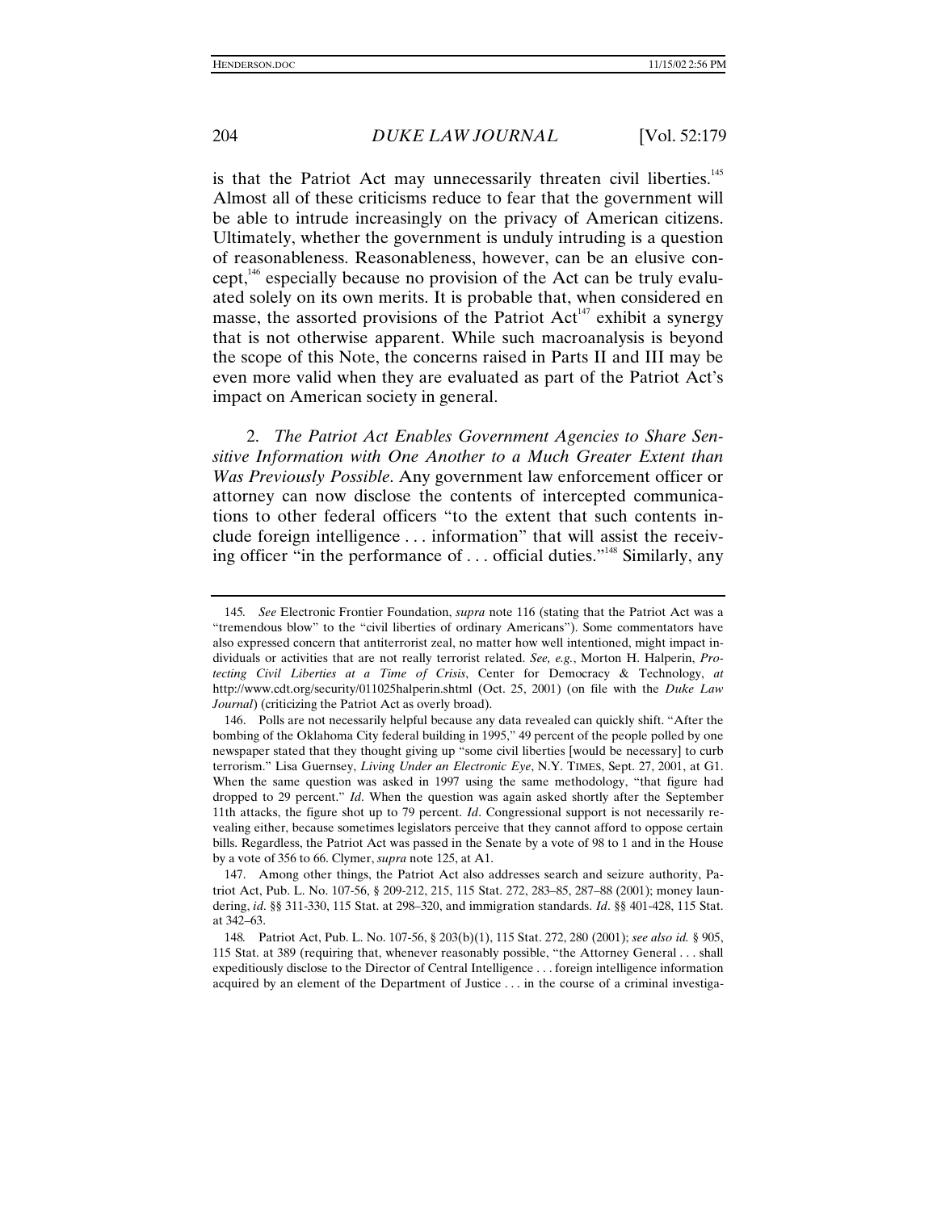is that the Patriot Act may unnecessarily threaten civil liberties.[145] Almost all of these criticisms reduce to fear that the government will be able to intrude increasingly on the privacy of American citizens. Ultimately, whether the government is unduly intruding is a question of reasonableness. Reasonableness, however, can be an elusive concept,[146] especially because no provision of the Act can be truly evaluated solely on its own merits. It is probable that, when considered en masse, the assorted provisions of the Patriot Act[147] exhibit a synergy that is not otherwise apparent. While such macroanalysis is beyond the scope of this Note, the concerns raised in Parts II and III may be even more valid when they are evaluated as part of the Patriot Act's impact on American society in general.

2. *The Patriot Act Enables Government Agencies to Share Sensitive Information with One Another to a Much Greater Extent than Was Previously Possible*. Any government law enforcement officer or attorney can now disclose the contents of intercepted communications to other federal officers "to the extent that such contents include foreign intelligence . . . information" that will assist the receiving officer "in the performance of . . . official duties."[148] Similarly, any

---

145. *See* Electronic Frontier Foundation, *supra* note 116 (stating that the Patriot Act was a "tremendous blow" to the "civil liberties of ordinary Americans"). Some commentators have also expressed concern that antiterrorist zeal, no matter how well intentioned, might impact individuals or activities that are not really terrorist related. *See, e.g.*, Morton H. Halperin, *Protecting Civil Liberties at a Time of Crisis*, Center for Democracy & Technology, *at* http://www.cdt.org/security/011025halperin.shtml (Oct. 25, 2001) (on file with the *Duke Law Journal*) (criticizing the Patriot Act as overly broad).

146. Polls are not necessarily helpful because any data revealed can quickly shift. "After the bombing of the Oklahoma City federal building in 1995," 49 percent of the people polled by one newspaper stated that they thought giving up "some civil liberties [would be necessary] to curb terrorism." Lisa Guernsey, *Living Under an Electronic Eye*, N.Y. TIMES, Sept. 27, 2001, at G1. When the same question was asked in 1997 using the same methodology, "that figure had dropped to 29 percent." *Id*. When the question was again asked shortly after the September 11th attacks, the figure shot up to 79 percent. *Id*. Congressional support is not necessarily revealing either, because sometimes legislators perceive that they cannot afford to oppose certain bills. Regardless, the Patriot Act was passed in the Senate by a vote of 98 to 1 and in the House by a vote of 356 to 66. Clymer, *supra* note 125, at A1.

147. Among other things, the Patriot Act also addresses search and seizure authority, Patriot Act, Pub. L. No. 107-56, § 209-212, 215, 115 Stat. 272, 283–85, 287–88 (2001); money laundering, *id*. §§ 311-330, 115 Stat. at 298–320, and immigration standards. *Id*. §§ 401-428, 115 Stat. at 342–63.

148. Patriot Act, Pub. L. No. 107-56, § 203(b)(1), 115 Stat. 272, 280 (2001); *see also id.* § 905, 115 Stat. at 389 (requiring that, whenever reasonably possible, "the Attorney General . . . shall expeditiously disclose to the Director of Central Intelligence . . . foreign intelligence information acquired by an element of the Department of Justice . . . in the course of a criminal investiga-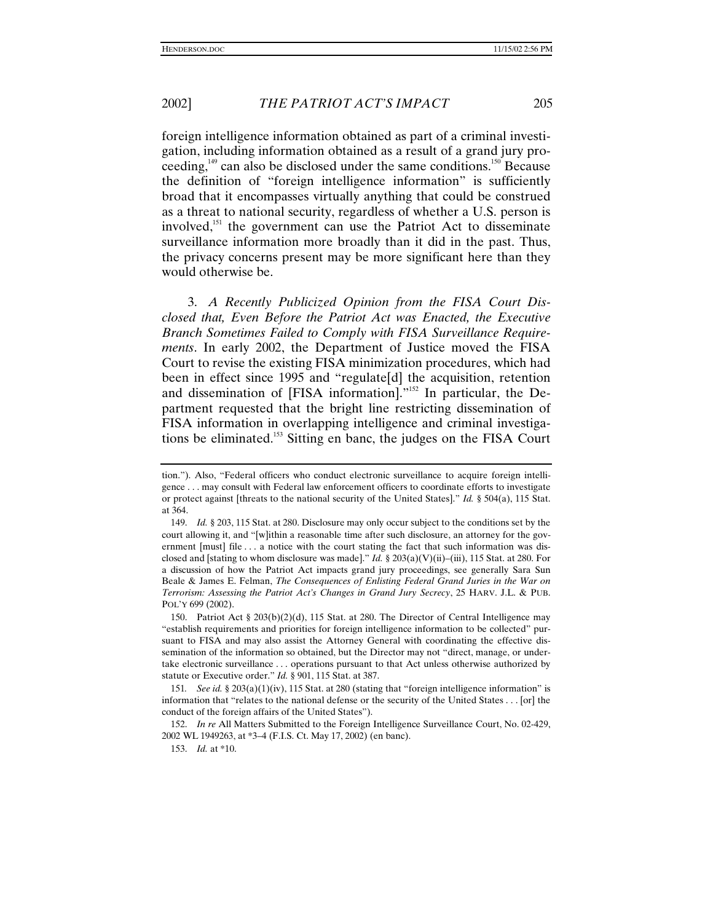foreign intelligence information obtained as part of a criminal investigation, including information obtained as a result of a grand jury proceeding,[149] can also be disclosed under the same conditions.[150] Because the definition of "foreign intelligence information" is sufficiently broad that it encompasses virtually anything that could be construed as a threat to national security, regardless of whether a U.S. person is involved,[151] the government can use the Patriot Act to disseminate surveillance information more broadly than it did in the past. Thus, the privacy concerns present may be more significant here than they would otherwise be.

3. *A Recently Publicized Opinion from the FISA Court Disclosed that, Even Before the Patriot Act was Enacted, the Executive Branch Sometimes Failed to Comply with FISA Surveillance Requirements*. In early 2002, the Department of Justice moved the FISA Court to revise the existing FISA minimization procedures, which had been in effect since 1995 and "regulate[d] the acquisition, retention and dissemination of [FISA information]."[152] In particular, the Department requested that the bright line restricting dissemination of FISA information in overlapping intelligence and criminal investigations be eliminated.[153] Sitting en banc, the judges on the FISA Court

---

tion."). Also, "Federal officers who conduct electronic surveillance to acquire foreign intelligence . . . may consult with Federal law enforcement officers to coordinate efforts to investigate or protect against [threats to the national security of the United States]." *Id.* § 504(a), 115 Stat. at 364.

149. *Id.* § 203, 115 Stat. at 280. Disclosure may only occur subject to the conditions set by the court allowing it, and "[w]ithin a reasonable time after such disclosure, an attorney for the government [must] file . . . a notice with the court stating the fact that such information was disclosed and [stating to whom disclosure was made]." *Id.* § 203(a)(V)(ii)–(iii), 115 Stat. at 280. For a discussion of how the Patriot Act impacts grand jury proceedings, see generally Sara Sun Beale & James E. Felman, *The Consequences of Enlisting Federal Grand Juries in the War on Terrorism: Assessing the Patriot Act's Changes in Grand Jury Secrecy*, 25 HARV. J.L. & PUB. POL'Y 699 (2002).

150. Patriot Act § 203(b)(2)(d), 115 Stat. at 280. The Director of Central Intelligence may "establish requirements and priorities for foreign intelligence information to be collected" pursuant to FISA and may also assist the Attorney General with coordinating the effective dissemination of the information so obtained, but the Director may not "direct, manage, or undertake electronic surveillance . . . operations pursuant to that Act unless otherwise authorized by statute or Executive order." *Id.* § 901, 115 Stat. at 387.

151. *See id.* § 203(a)(1)(iv), 115 Stat. at 280 (stating that "foreign intelligence information" is information that "relates to the national defense or the security of the United States . . . [or] the conduct of the foreign affairs of the United States").

152. *In re* All Matters Submitted to the Foreign Intelligence Surveillance Court, No. 02-429, 2002 WL 1949263, at *3–4 (F.I.S. Ct. May 17, 2002) (en banc).

153. *Id.* at *10.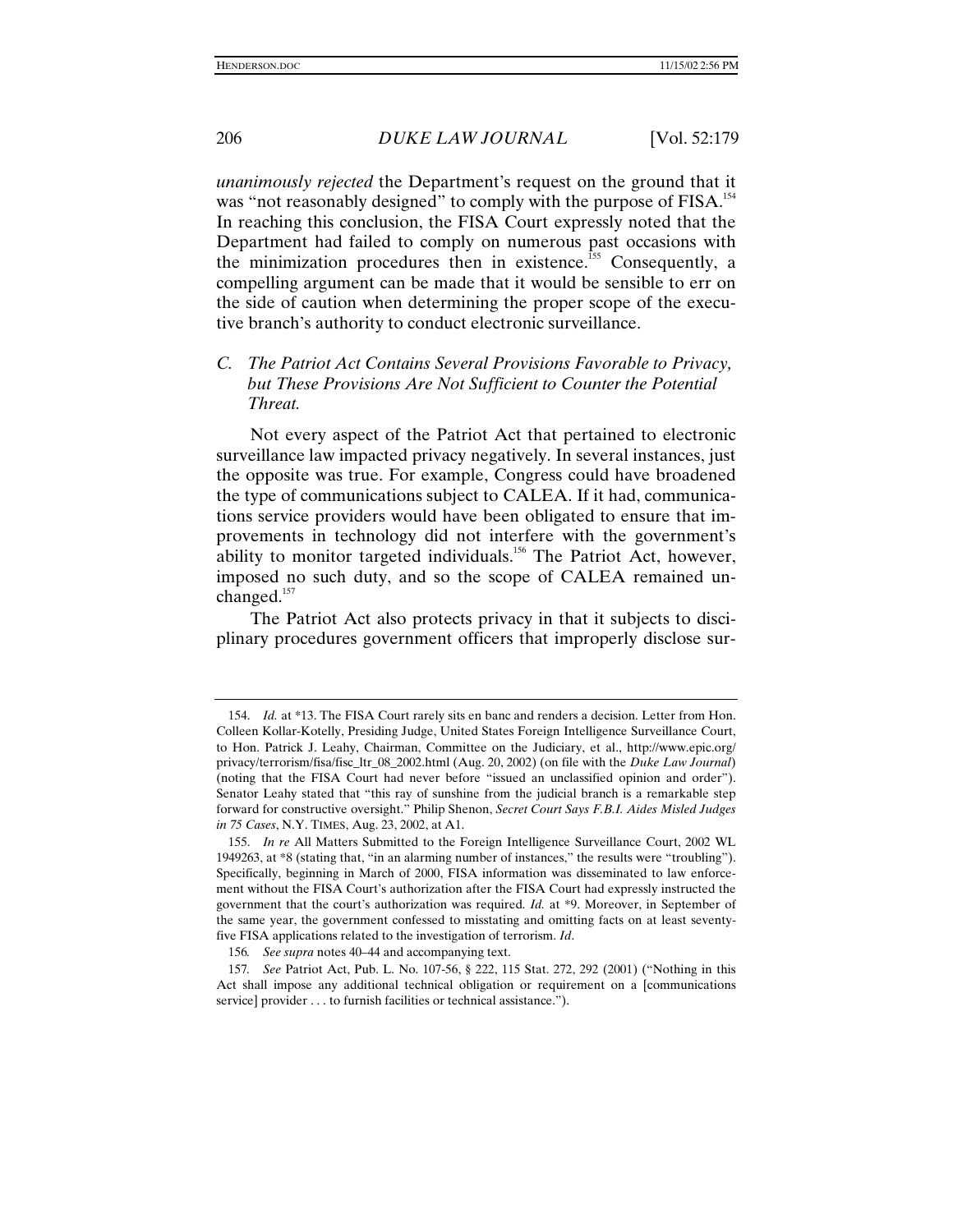*unanimously rejected* the Department's request on the ground that it was "not reasonably designed" to comply with the purpose of FISA.[154] In reaching this conclusion, the FISA Court expressly noted that the Department had failed to comply on numerous past occasions with the minimization procedures then in existence.[155] Consequently, a compelling argument can be made that it would be sensible to err on the side of caution when determining the proper scope of the executive branch's authority to conduct electronic surveillance.

### *C. The Patriot Act Contains Several Provisions Favorable to Privacy, but These Provisions Are Not Sufficient to Counter the Potential Threat.*

Not every aspect of the Patriot Act that pertained to electronic surveillance law impacted privacy negatively. In several instances, just the opposite was true. For example, Congress could have broadened the type of communications subject to CALEA. If it had, communications service providers would have been obligated to ensure that improvements in technology did not interfere with the government's ability to monitor targeted individuals.[156] The Patriot Act, however, imposed no such duty, and so the scope of CALEA remained unchanged.[157]

The Patriot Act also protects privacy in that it subjects to disciplinary procedures government officers that improperly disclose sur-

---

154. *Id.* at *13. The FISA Court rarely sits en banc and renders a decision. Letter from Hon. Colleen Kollar-Kotelly, Presiding Judge, United States Foreign Intelligence Surveillance Court, to Hon. Patrick J. Leahy, Chairman, Committee on the Judiciary, et al., http://www.epic.org/privacy/terrorism/fisa/fisc_ltr_08_2002.html (Aug. 20, 2002) (on file with the *Duke Law Journal*) (noting that the FISA Court had never before "issued an unclassified opinion and order"). Senator Leahy stated that "this ray of sunshine from the judicial branch is a remarkable step forward for constructive oversight." Philip Shenon, *Secret Court Says F.B.I. Aides Misled Judges in 75 Cases*, N.Y. TIMES, Aug. 23, 2002, at A1.

155. *In re* All Matters Submitted to the Foreign Intelligence Surveillance Court, 2002 WL 1949263, at *8 (stating that, "in an alarming number of instances," the results were "troubling"). Specifically, beginning in March of 2000, FISA information was disseminated to law enforcement without the FISA Court's authorization after the FISA Court had expressly instructed the government that the court's authorization was required. *Id.* at *9. Moreover, in September of the same year, the government confessed to misstating and omitting facts on at least seventy-five FISA applications related to the investigation of terrorism. *Id*.

156. *See supra* notes 40–44 and accompanying text.

157. *See* Patriot Act, Pub. L. No. 107-56, § 222, 115 Stat. 272, 292 (2001) ("Nothing in this Act shall impose any additional technical obligation or requirement on a [communications service] provider . . . to furnish facilities or technical assistance.").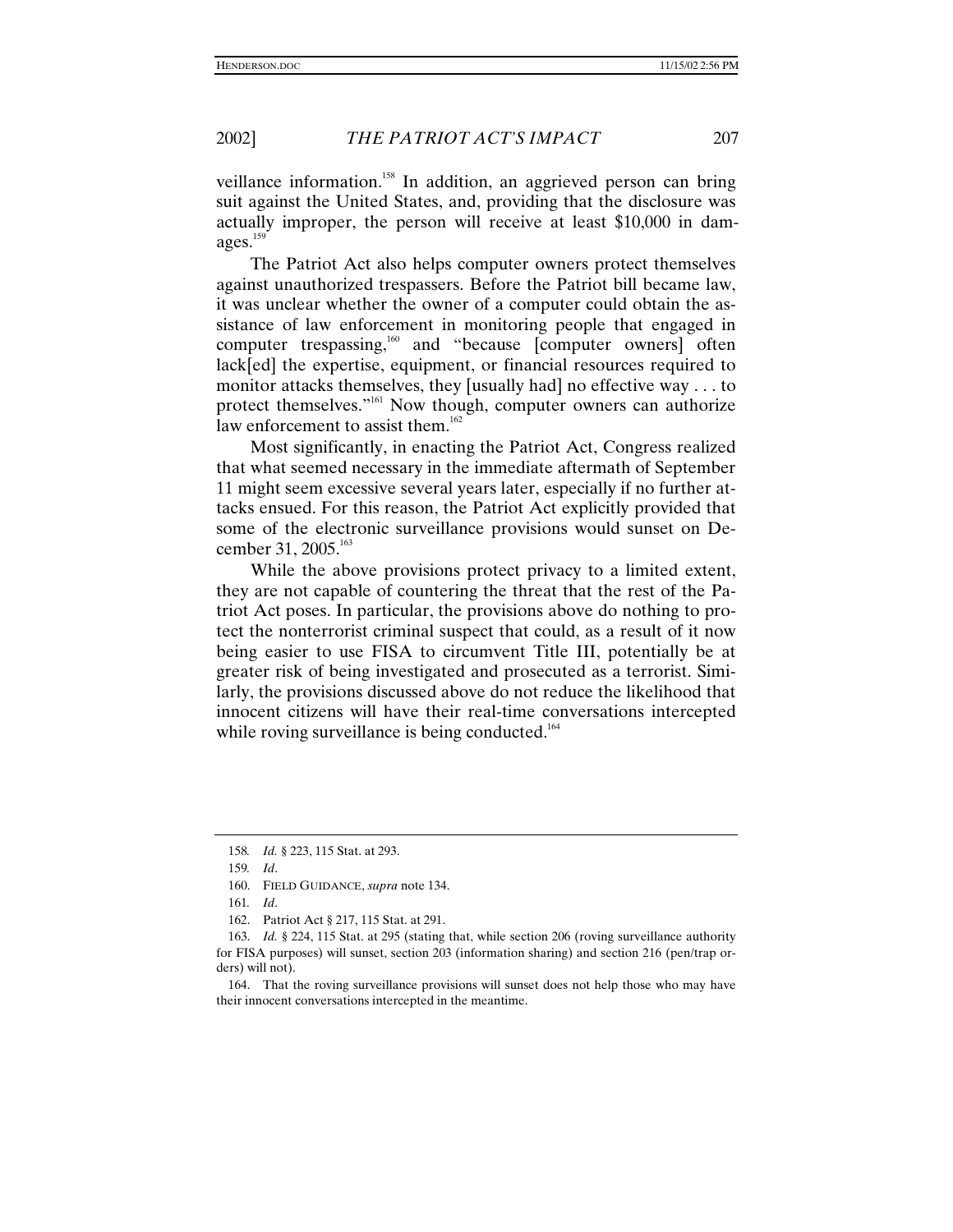veillance information.[158] In addition, an aggrieved person can bring suit against the United States, and, providing that the disclosure was actually improper, the person will receive at least $10,000 in damages.[159]

The Patriot Act also helps computer owners protect themselves against unauthorized trespassers. Before the Patriot bill became law, it was unclear whether the owner of a computer could obtain the assistance of law enforcement in monitoring people that engaged in computer trespassing,[160] and "because [computer owners] often lack[ed] the expertise, equipment, or financial resources required to monitor attacks themselves, they [usually had] no effective way . . . to protect themselves."[161] Now though, computer owners can authorize law enforcement to assist them.[162]

Most significantly, in enacting the Patriot Act, Congress realized that what seemed necessary in the immediate aftermath of September 11 might seem excessive several years later, especially if no further attacks ensued. For this reason, the Patriot Act explicitly provided that some of the electronic surveillance provisions would sunset on December 31, 2005.[163]

While the above provisions protect privacy to a limited extent, they are not capable of countering the threat that the rest of the Patriot Act poses. In particular, the provisions above do nothing to protect the nonterrorist criminal suspect that could, as a result of it now being easier to use FISA to circumvent Title III, potentially be at greater risk of being investigated and prosecuted as a terrorist. Similarly, the provisions discussed above do not reduce the likelihood that innocent citizens will have their real-time conversations intercepted while roving surveillance is being conducted.[164]

---

158. *Id.* § 223, 115 Stat. at 293.

159. *Id*.

160. FIELD GUIDANCE, *supra* note 134.

161. *Id*.

162. Patriot Act § 217, 115 Stat. at 291.

163. *Id.* § 224, 115 Stat. at 295 (stating that, while section 206 (roving surveillance authority for FISA purposes) will sunset, section 203 (information sharing) and section 216 (pen/trap orders) will not).

164. That the roving surveillance provisions will sunset does not help those who may have their innocent conversations intercepted in the meantime.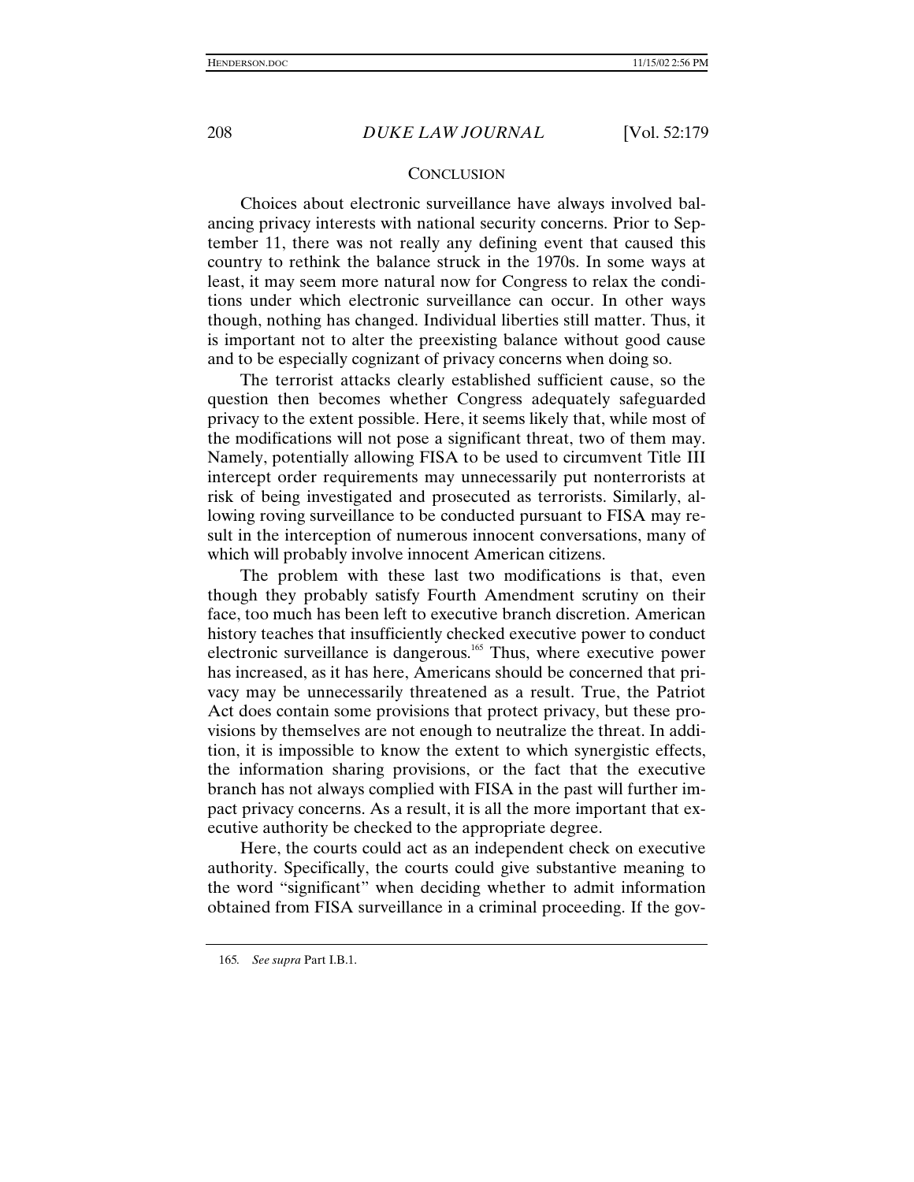## CONCLUSION

Choices about electronic surveillance have always involved balancing privacy interests with national security concerns. Prior to September 11, there was not really any defining event that caused this country to rethink the balance struck in the 1970s. In some ways at least, it may seem more natural now for Congress to relax the conditions under which electronic surveillance can occur. In other ways though, nothing has changed. Individual liberties still matter. Thus, it is important not to alter the preexisting balance without good cause and to be especially cognizant of privacy concerns when doing so.

The terrorist attacks clearly established sufficient cause, so the question then becomes whether Congress adequately safeguarded privacy to the extent possible. Here, it seems likely that, while most of the modifications will not pose a significant threat, two of them may. Namely, potentially allowing FISA to be used to circumvent Title III intercept order requirements may unnecessarily put nonterrorists at risk of being investigated and prosecuted as terrorists. Similarly, allowing roving surveillance to be conducted pursuant to FISA may result in the interception of numerous innocent conversations, many of which will probably involve innocent American citizens.

The problem with these last two modifications is that, even though they probably satisfy Fourth Amendment scrutiny on their face, too much has been left to executive branch discretion. American history teaches that insufficiently checked executive power to conduct electronic surveillance is dangerous.[165] Thus, where executive power has increased, as it has here, Americans should be concerned that privacy may be unnecessarily threatened as a result. True, the Patriot Act does contain some provisions that protect privacy, but these provisions by themselves are not enough to neutralize the threat. In addition, it is impossible to know the extent to which synergistic effects, the information sharing provisions, or the fact that the executive branch has not always complied with FISA in the past will further impact privacy concerns. As a result, it is all the more important that executive authority be checked to the appropriate degree.

Here, the courts could act as an independent check on executive authority. Specifically, the courts could give substantive meaning to the word "significant" when deciding whether to admit information obtained from FISA surveillance in a criminal proceeding. If the gov-

165. *See supra* Part I.B.1.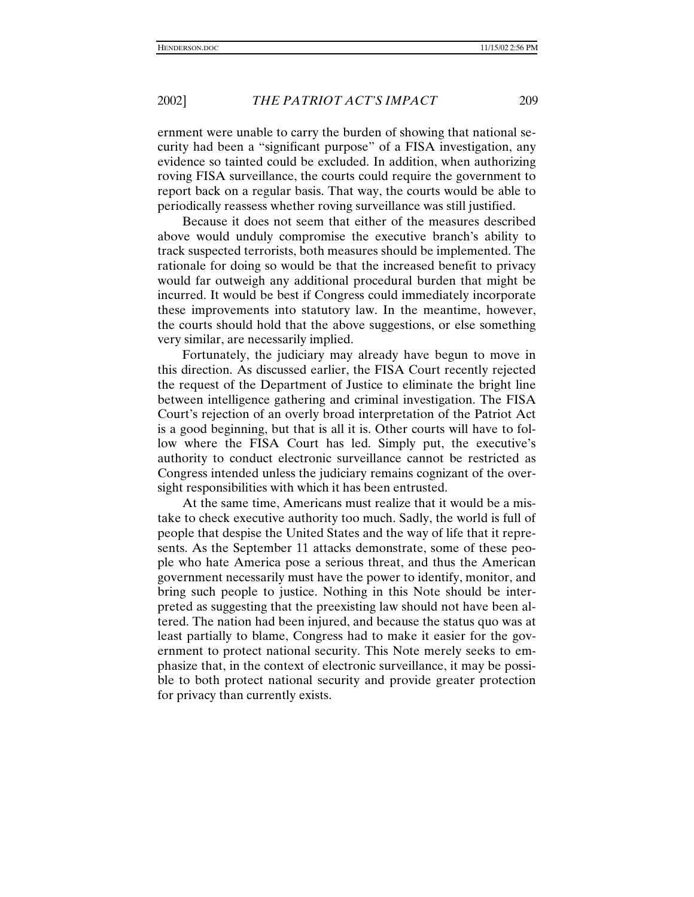ernment were unable to carry the burden of showing that national security had been a "significant purpose" of a FISA investigation, any evidence so tainted could be excluded. In addition, when authorizing roving FISA surveillance, the courts could require the government to report back on a regular basis. That way, the courts would be able to periodically reassess whether roving surveillance was still justified.

Because it does not seem that either of the measures described above would unduly compromise the executive branch's ability to track suspected terrorists, both measures should be implemented. The rationale for doing so would be that the increased benefit to privacy would far outweigh any additional procedural burden that might be incurred. It would be best if Congress could immediately incorporate these improvements into statutory law. In the meantime, however, the courts should hold that the above suggestions, or else something very similar, are necessarily implied.

Fortunately, the judiciary may already have begun to move in this direction. As discussed earlier, the FISA Court recently rejected the request of the Department of Justice to eliminate the bright line between intelligence gathering and criminal investigation. The FISA Court's rejection of an overly broad interpretation of the Patriot Act is a good beginning, but that is all it is. Other courts will have to follow where the FISA Court has led. Simply put, the executive's authority to conduct electronic surveillance cannot be restricted as Congress intended unless the judiciary remains cognizant of the oversight responsibilities with which it has been entrusted.

At the same time, Americans must realize that it would be a mistake to check executive authority too much. Sadly, the world is full of people that despise the United States and the way of life that it represents. As the September 11 attacks demonstrate, some of these people who hate America pose a serious threat, and thus the American government necessarily must have the power to identify, monitor, and bring such people to justice. Nothing in this Note should be interpreted as suggesting that the preexisting law should not have been altered. The nation had been injured, and because the status quo was at least partially to blame, Congress had to make it easier for the government to protect national security. This Note merely seeks to emphasize that, in the context of electronic surveillance, it may be possible to both protect national security and provide greater protection for privacy than currently exists.